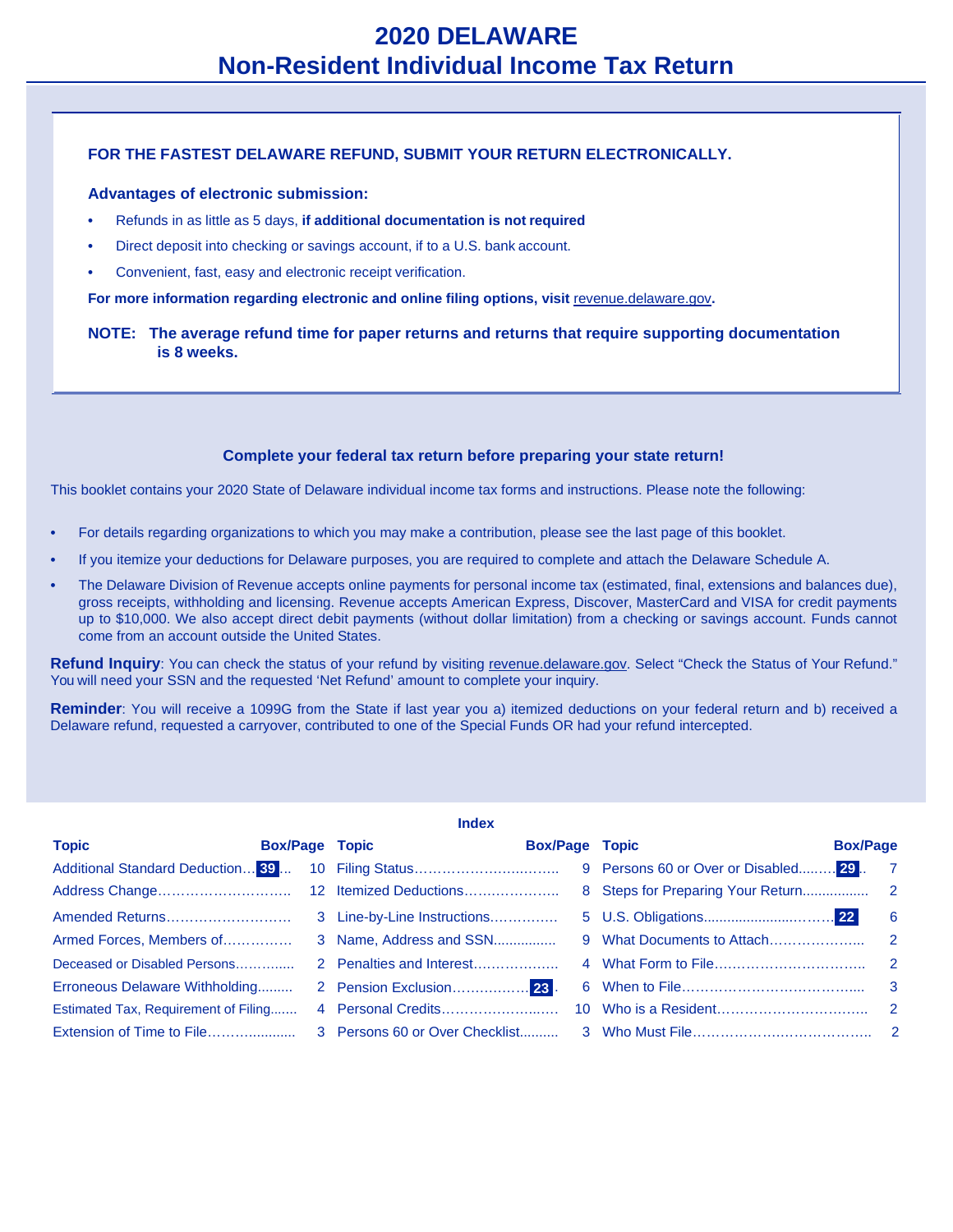# 2020 DELAWARE
# Non-Resident Individual Income Tax Return

**FOR THE FASTEST DELAWARE REFUND, SUBMIT YOUR RETURN ELECTRONICALLY.**

**Advantages of electronic submission:**

- Refunds in as little as 5 days, **if additional documentation is not required**
- Direct deposit into checking or savings account, if to a U.S. bank account.
- Convenient, fast, easy and electronic receipt verification.

**For more information regarding electronic and online filing options, visit** revenue.delaware.gov**.**

**NOTE: The average refund time for paper returns and returns that require supporting documentation is 8 weeks.**

**Complete your federal tax return before preparing your state return!**

This booklet contains your 2020 State of Delaware individual income tax forms and instructions. Please note the following:

- For details regarding organizations to which you may make a contribution, please see the last page of this booklet.
- If you itemize your deductions for Delaware purposes, you are required to complete and attach the Delaware Schedule A.
- The Delaware Division of Revenue accepts online payments for personal income tax (estimated, final, extensions and balances due), gross receipts, withholding and licensing. Revenue accepts American Express, Discover, MasterCard and VISA for credit payments up to $10,000. We also accept direct debit payments (without dollar limitation) from a checking or savings account. Funds cannot come from an account outside the United States.

**Refund Inquiry**: You can check the status of your refund by visiting revenue.delaware.gov. Select "Check the Status of Your Refund." You will need your SSN and the requested 'Net Refund' amount to complete your inquiry.

**Reminder**: You will receive a 1099G from the State if last year you a) itemized deductions on your federal return and b) received a Delaware refund, requested a carryover, contributed to one of the Special Funds OR had your refund intercepted.

## Index

| Topic | Box/Page | Topic | Box/Page | Topic | Box/Page |
|---|---|---|---|---|---|
| Additional Standard Deduction | 39 / 10 | Filing Status | 9 | Persons 60 or Over or Disabled | 29 / 7 |
| Address Change | 12 | Itemized Deductions | 8 | Steps for Preparing Your Return | 2 |
| Amended Returns | 3 | Line-by-Line Instructions | 5 | U.S. Obligations | 22 / 6 |
| Armed Forces, Members of | 3 | Name, Address and SSN | 9 | What Documents to Attach | 2 |
| Deceased or Disabled Persons | 2 | Penalties and Interest | 4 | What Form to File | 2 |
| Erroneous Delaware Withholding | 2 | Pension Exclusion | 23 / 6 | When to File | 3 |
| Estimated Tax, Requirement of Filing | 4 | Personal Credits | 10 | Who is a Resident | 2 |
| Extension of Time to File | 3 | Persons 60 or Over Checklist | 3 | Who Must File | 2 |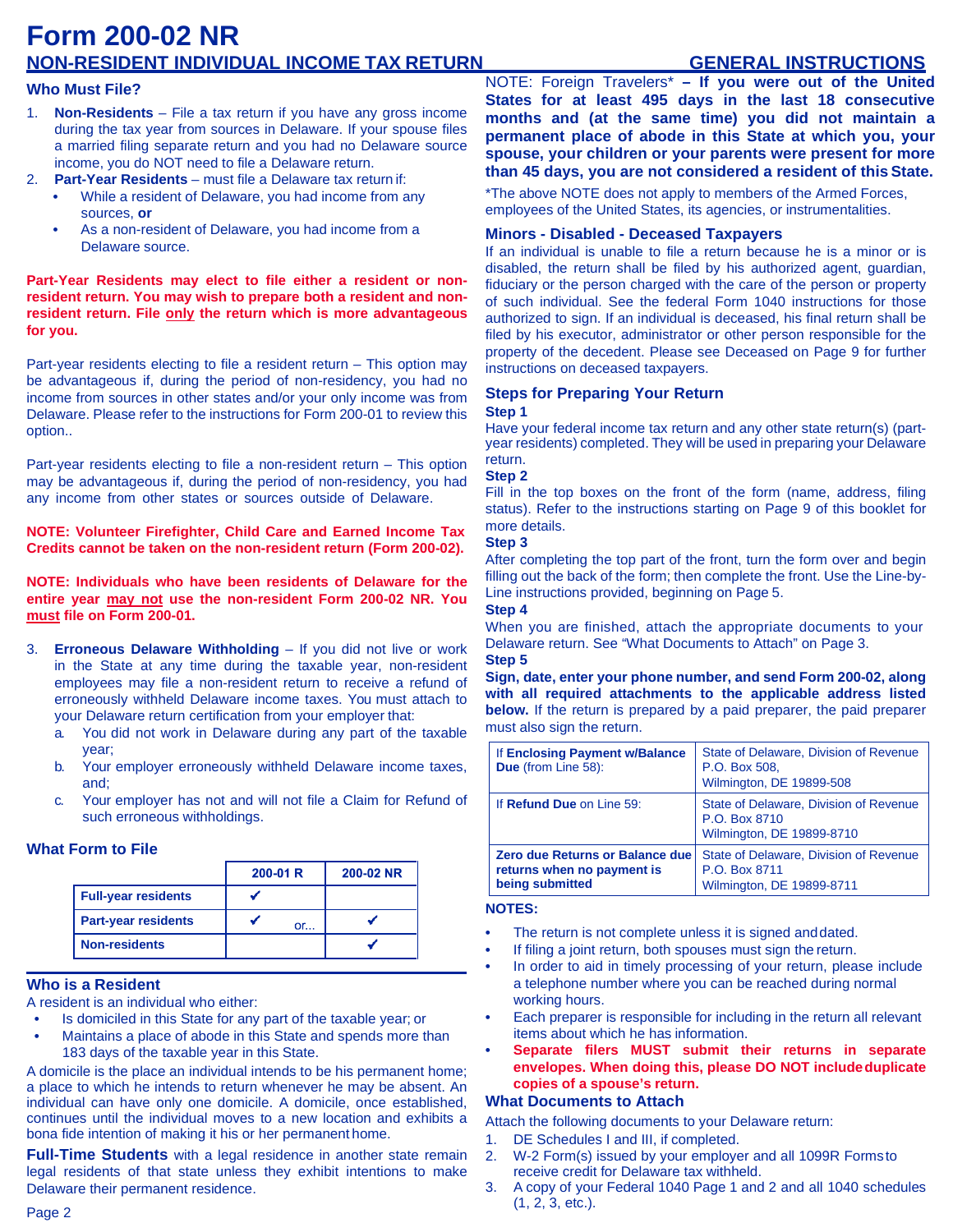# Form 200-02 NR

## NON-RESIDENT INDIVIDUAL INCOME TAX RETURN — GENERAL INSTRUCTIONS

### Who Must File?

1. **Non-Residents** – File a tax return if you have any gross income during the tax year from sources in Delaware. If your spouse files a married filing separate return and you had no Delaware source income, you do NOT need to file a Delaware return.
2. **Part-Year Residents** – must file a Delaware tax return if:
   - While a resident of Delaware, you had income from any sources, **or**
   - As a non-resident of Delaware, you had income from a Delaware source.

**Part-Year Residents may elect to file either a resident or non-resident return. You may wish to prepare both a resident and non-resident return. File only the return which is more advantageous for you.**

Part-year residents electing to file a resident return – This option may be advantageous if, during the period of non-residency, you had no income from sources in other states and/or your only income was from Delaware. Please refer to the instructions for Form 200-01 to review this option..

Part-year residents electing to file a non-resident return – This option may be advantageous if, during the period of non-residency, you had any income from other states or sources outside of Delaware.

**NOTE: Volunteer Firefighter, Child Care and Earned Income Tax Credits cannot be taken on the non-resident return (Form 200-02).**

**NOTE: Individuals who have been residents of Delaware for the entire year may not use the non-resident Form 200-02 NR. You must file on Form 200-01.**

3. **Erroneous Delaware Withholding** – If you did not live or work in the State at any time during the taxable year, non-resident employees may file a non-resident return to receive a refund of erroneously withheld Delaware income taxes. You must attach to your Delaware return certification from your employer that:
   a. You did not work in Delaware during any part of the taxable year;
   b. Your employer erroneously withheld Delaware income taxes, and;
   c. Your employer has not and will not file a Claim for Refund of such erroneous withholdings.

### What Form to File

| | 200-01 R | 200-02 NR |
|---|---|---|
| Full-year residents | ✔ | |
| Part-year residents | ✔ or... | ✔ |
| Non-residents | | ✔ |

### Who is a Resident

A resident is an individual who either:

- Is domiciled in this State for any part of the taxable year; or
- Maintains a place of abode in this State and spends more than 183 days of the taxable year in this State.

A domicile is the place an individual intends to be his permanent home; a place to which he intends to return whenever he may be absent. An individual can have only one domicile. A domicile, once established, continues until the individual moves to a new location and exhibits a bona fide intention of making it his or her permanent home.

**Full-Time Students** with a legal residence in another state remain legal residents of that state unless they exhibit intentions to make Delaware their permanent residence.

NOTE: Foreign Travelers* **– If you were out of the United States for at least 495 days in the last 18 consecutive months and (at the same time) you did not maintain a permanent place of abode in this State at which you, your spouse, your children or your parents were present for more than 45 days, you are not considered a resident of this State.**

*The above NOTE does not apply to members of the Armed Forces, employees of the United States, its agencies, or instrumentalities.

### Minors - Disabled - Deceased Taxpayers

If an individual is unable to file a return because he is a minor or is disabled, the return shall be filed by his authorized agent, guardian, fiduciary or the person charged with the care of the person or property of such individual. See the federal Form 1040 instructions for those authorized to sign. If an individual is deceased, his final return shall be filed by his executor, administrator or other person responsible for the property of the decedent. Please see Deceased on Page 9 for further instructions on deceased taxpayers.

### Steps for Preparing Your Return

**Step 1**

Have your federal income tax return and any other state return(s) (part-year residents) completed. They will be used in preparing your Delaware return.

**Step 2**

Fill in the top boxes on the front of the form (name, address, filing status). Refer to the instructions starting on Page 9 of this booklet for more details.

**Step 3**

After completing the top part of the front, turn the form over and begin filling out the back of the form; then complete the front. Use the Line-by-Line instructions provided, beginning on Page 5.

**Step 4**

When you are finished, attach the appropriate documents to your Delaware return. See "What Documents to Attach" on Page 3.

**Step 5**

**Sign, date, enter your phone number, and send Form 200-02, along with all required attachments to the applicable address listed below.** If the return is prepared by a paid preparer, the paid preparer must also sign the return.

| | |
|---|---|
| If **Enclosing Payment w/Balance Due** (from Line 58): | State of Delaware, Division of Revenue<br>P.O. Box 508,<br>Wilmington, DE 19899-508 |
| If **Refund Due** on Line 59: | State of Delaware, Division of Revenue<br>P.O. Box 8710<br>Wilmington, DE 19899-8710 |
| **Zero due Returns or Balance due returns when no payment is being submitted** | State of Delaware, Division of Revenue<br>P.O. Box 8711<br>Wilmington, DE 19899-8711 |

**NOTES:**

- The return is not complete unless it is signed and dated.
- If filing a joint return, both spouses must sign the return.
- In order to aid in timely processing of your return, please include a telephone number where you can be reached during normal working hours.
- Each preparer is responsible for including in the return all relevant items about which he has information.
- **Separate filers MUST submit their returns in separate envelopes. When doing this, please DO NOT include duplicate copies of a spouse's return.**

### What Documents to Attach

Attach the following documents to your Delaware return:

1. DE Schedules I and III, if completed.
2. W-2 Form(s) issued by your employer and all 1099R Forms to receive credit for Delaware tax withheld.
3. A copy of your Federal 1040 Page 1 and 2 and all 1040 schedules (1, 2, 3, etc.).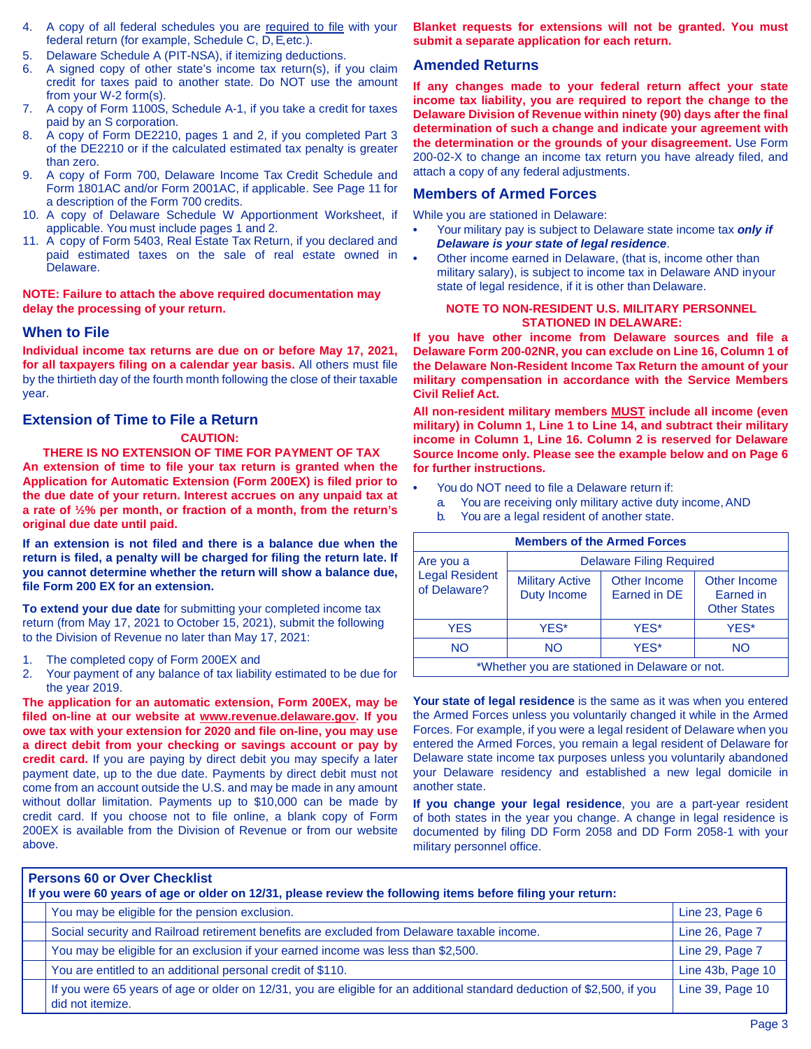4. A copy of all federal schedules you are required to file with your federal return (for example, Schedule C, D, E, etc.).
5. Delaware Schedule A (PIT-NSA), if itemizing deductions.
6. A signed copy of other state's income tax return(s), if you claim credit for taxes paid to another state. Do NOT use the amount from your W-2 form(s).
7. A copy of Form 1100S, Schedule A-1, if you take a credit for taxes paid by an S corporation.
8. A copy of Form DE2210, pages 1 and 2, if you completed Part 3 of the DE2210 or if the calculated estimated tax penalty is greater than zero.
9. A copy of Form 700, Delaware Income Tax Credit Schedule and Form 1801AC and/or Form 2001AC, if applicable. See Page 11 for a description of the Form 700 credits.
10. A copy of Delaware Schedule W Apportionment Worksheet, if applicable. You must include pages 1 and 2.
11. A copy of Form 5403, Real Estate Tax Return, if you declared and paid estimated taxes on the sale of real estate owned in Delaware.

**NOTE: Failure to attach the above required documentation may delay the processing of your return.**

## When to File

**Individual income tax returns are due on or before May 17, 2021, for all taxpayers filing on a calendar year basis.** All others must file by the thirtieth day of the fourth month following the close of their taxable year.

## Extension of Time to File a Return

**CAUTION:**

**THERE IS NO EXTENSION OF TIME FOR PAYMENT OF TAX**

**An extension of time to file your tax return is granted when the Application for Automatic Extension (Form 200EX) is filed prior to the due date of your return. Interest accrues on any unpaid tax at a rate of ½% per month, or fraction of a month, from the return's original due date until paid.**

**If an extension is not filed and there is a balance due when the return is filed, a penalty will be charged for filing the return late. If you cannot determine whether the return will show a balance due, file Form 200 EX for an extension.**

**To extend your due date** for submitting your completed income tax return (from May 17, 2021 to October 15, 2021), submit the following to the Division of Revenue no later than May 17, 2021:

1. The completed copy of Form 200EX and
2. Your payment of any balance of tax liability estimated to be due for the year 2019.

**The application for an automatic extension, Form 200EX, may be filed on-line at our website at www.revenue.delaware.gov. If you owe tax with your extension for 2020 and file on-line, you may use a direct debit from your checking or savings account or pay by credit card.** If you are paying by direct debit you may specify a later payment date, up to the due date. Payments by direct debit must not come from an account outside the U.S. and may be made in any amount without dollar limitation. Payments up to $10,000 can be made by credit card. If you choose not to file online, a blank copy of Form 200EX is available from the Division of Revenue or from our website above.

**Blanket requests for extensions will not be granted. You must submit a separate application for each return.**

## Amended Returns

**If any changes made to your federal return affect your state income tax liability, you are required to report the change to the Delaware Division of Revenue within ninety (90) days after the final determination of such a change and indicate your agreement with the determination or the grounds of your disagreement.** Use Form 200-02-X to change an income tax return you have already filed, and attach a copy of any federal adjustments.

## Members of Armed Forces

While you are stationed in Delaware:

- Your military pay is subject to Delaware state income tax ***only if Delaware is your state of legal residence***.
- Other income earned in Delaware, (that is, income other than military salary), is subject to income tax in Delaware AND in your state of legal residence, if it is other than Delaware.

**NOTE TO NON-RESIDENT U.S. MILITARY PERSONNEL STATIONED IN DELAWARE:**

**If you have other income from Delaware sources and file a Delaware Form 200-02NR, you can exclude on Line 16, Column 1 of the Delaware Non-Resident Income Tax Return the amount of your military compensation in accordance with the Service Members Civil Relief Act.**

**All non-resident military members MUST include all income (even military) in Column 1, Line 1 to Line 14, and subtract their military income in Column 1, Line 16. Column 2 is reserved for Delaware Source Income only. Please see the example below and on Page 6 for further instructions.**

- You do NOT need to file a Delaware return if:
  a. You are receiving only military active duty income, AND
  b. You are a legal resident of another state.

| Members of the Armed Forces | | | |
|---|---|---|---|
| Are you a Legal Resident of Delaware? | Delaware Filing Required | | |
| | Military Active Duty Income | Other Income Earned in DE | Other Income Earned in Other States |
| YES | YES* | YES* | YES* |
| NO | NO | YES* | NO |
| *Whether you are stationed in Delaware or not. | | | |

**Your state of legal residence** is the same as it was when you entered the Armed Forces unless you voluntarily changed it while in the Armed Forces. For example, if you were a legal resident of Delaware when you entered the Armed Forces, you remain a legal resident of Delaware for Delaware state income tax purposes unless you voluntarily abandoned your Delaware residency and established a new legal domicile in another state.

**If you change your legal residence**, you are a part-year resident of both states in the year you change. A change in legal residence is documented by filing DD Form 2058 and DD Form 2058-1 with your military personnel office.

**Persons 60 or Over Checklist**
**If you were 60 years of age or older on 12/31, please review the following items before filing your return:**

| | Item | Reference |
|---|---|---|
| | You may be eligible for the pension exclusion. | Line 23, Page 6 |
| | Social security and Railroad retirement benefits are excluded from Delaware taxable income. | Line 26, Page 7 |
| | You may be eligible for an exclusion if your earned income was less than $2,500. | Line 29, Page 7 |
| | You are entitled to an additional personal credit of $110. | Line 43b, Page 10 |
| | If you were 65 years of age or older on 12/31, you are eligible for an additional standard deduction of $2,500, if you did not itemize. | Line 39, Page 10 |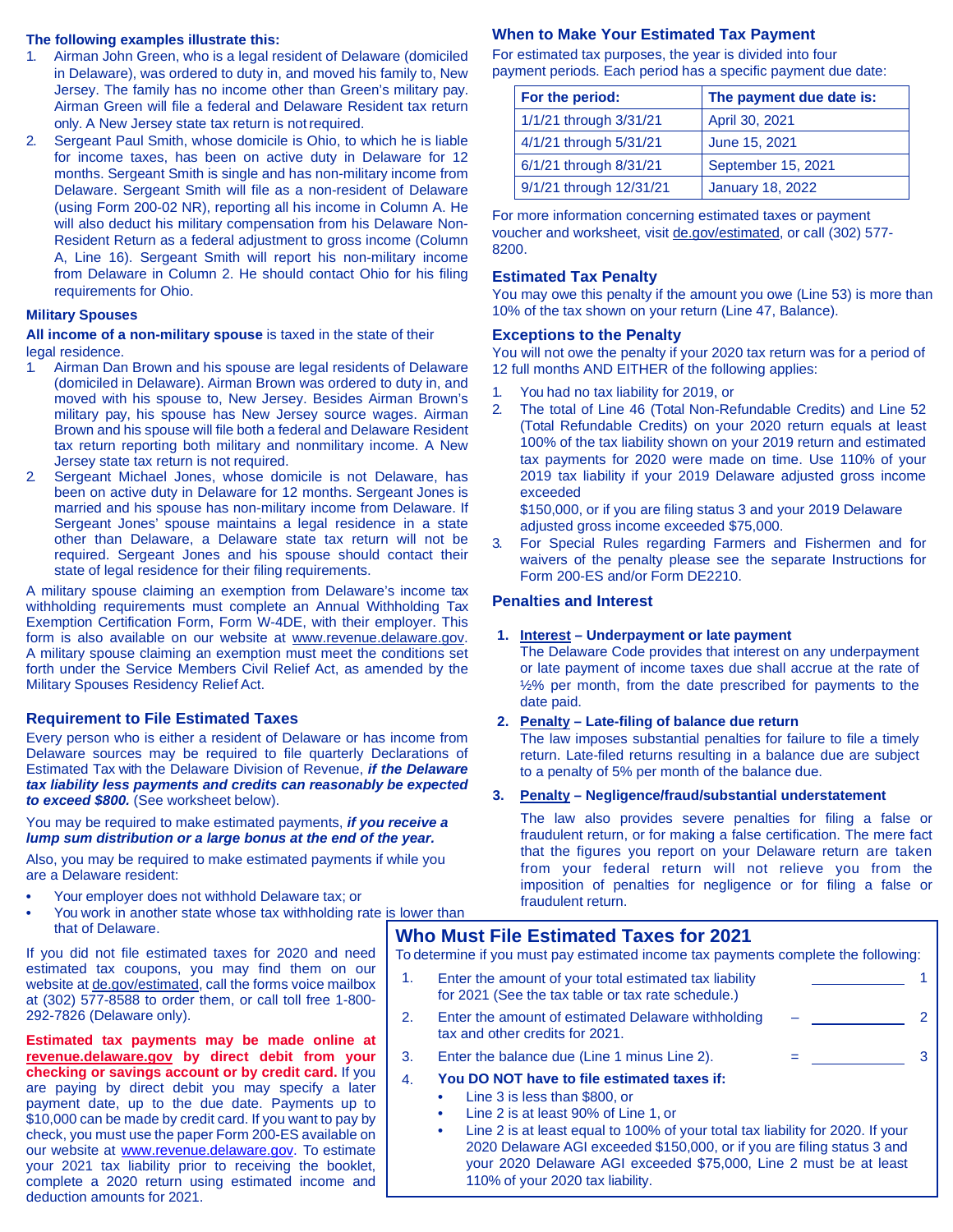**The following examples illustrate this:**

1. Airman John Green, who is a legal resident of Delaware (domiciled in Delaware), was ordered to duty in, and moved his family to, New Jersey. The family has no income other than Green's military pay. Airman Green will file a federal and Delaware Resident tax return only. A New Jersey state tax return is not required.
2. Sergeant Paul Smith, whose domicile is Ohio, to which he is liable for income taxes, has been on active duty in Delaware for 12 months. Sergeant Smith is single and has non-military income from Delaware. Sergeant Smith will file as a non-resident of Delaware (using Form 200-02 NR), reporting all his income in Column A. He will also deduct his military compensation from his Delaware Non-Resident Return as a federal adjustment to gross income (Column A, Line 16). Sergeant Smith will report his non-military income from Delaware in Column 2. He should contact Ohio for his filing requirements for Ohio.

### Military Spouses

**All income of a non-military spouse** is taxed in the state of their legal residence.

1. Airman Dan Brown and his spouse are legal residents of Delaware (domiciled in Delaware). Airman Brown was ordered to duty in, and moved with his spouse to, New Jersey. Besides Airman Brown's military pay, his spouse has New Jersey source wages. Airman Brown and his spouse will file both a federal and Delaware Resident tax return reporting both military and nonmilitary income. A New Jersey state tax return is not required.
2. Sergeant Michael Jones, whose domicile is not Delaware, has been on active duty in Delaware for 12 months. Sergeant Jones is married and his spouse has non-military income from Delaware. If Sergeant Jones' spouse maintains a legal residence in a state other than Delaware, a Delaware state tax return will not be required. Sergeant Jones and his spouse should contact their state of legal residence for their filing requirements.

A military spouse claiming an exemption from Delaware's income tax withholding requirements must complete an Annual Withholding Tax Exemption Certification Form, Form W-4DE, with their employer. This form is also available on our website at www.revenue.delaware.gov. A military spouse claiming an exemption must meet the conditions set forth under the Service Members Civil Relief Act, as amended by the Military Spouses Residency Relief Act.

## Requirement to File Estimated Taxes

Every person who is either a resident of Delaware or has income from Delaware sources may be required to file quarterly Declarations of Estimated Tax with the Delaware Division of Revenue, ***if the Delaware tax liability less payments and credits can reasonably be expected to exceed $800.*** (See worksheet below).

You may be required to make estimated payments, ***if you receive a lump sum distribution or a large bonus at the end of the year.***

Also, you may be required to make estimated payments if while you are a Delaware resident:

- Your employer does not withhold Delaware tax; or
- You work in another state whose tax withholding rate is lower than that of Delaware.

If you did not file estimated taxes for 2020 and need estimated tax coupons, you may find them on our website at de.gov/estimated, call the forms voice mailbox at (302) 577-8588 to order them, or call toll free 1-800-292-7826 (Delaware only).

**Estimated tax payments may be made online at revenue.delaware.gov by direct debit from your checking or savings account or by credit card.** If you are paying by direct debit you may specify a later payment date, up to the due date. Payments up to $10,000 can be made by credit card. If you want to pay by check, you must use the paper Form 200-ES available on our website at www.revenue.delaware.gov. To estimate your 2021 tax liability prior to receiving the booklet, complete a 2020 return using estimated income and deduction amounts for 2021.

## When to Make Your Estimated Tax Payment

For estimated tax purposes, the year is divided into four payment periods. Each period has a specific payment due date:

| For the period: | The payment due date is: |
|---|---|
| 1/1/21 through 3/31/21 | April 30, 2021 |
| 4/1/21 through 5/31/21 | June 15, 2021 |
| 6/1/21 through 8/31/21 | September 15, 2021 |
| 9/1/21 through 12/31/21 | January 18, 2022 |

For more information concerning estimated taxes or payment voucher and worksheet, visit de.gov/estimated, or call (302) 577-8200.

## Estimated Tax Penalty

You may owe this penalty if the amount you owe (Line 53) is more than 10% of the tax shown on your return (Line 47, Balance).

## Exceptions to the Penalty

You will not owe the penalty if your 2020 tax return was for a period of 12 full months AND EITHER of the following applies:

1. You had no tax liability for 2019, or
2. The total of Line 46 (Total Non-Refundable Credits) and Line 52 (Total Refundable Credits) on your 2020 return equals at least 100% of the tax liability shown on your 2019 return and estimated tax payments for 2020 were made on time. Use 110% of your 2019 tax liability if your 2019 Delaware adjusted gross income exceeded $150,000, or if you are filing status 3 and your 2019 Delaware adjusted gross income exceeded $75,000.
3. For Special Rules regarding Farmers and Fishermen and for waivers of the penalty please see the separate Instructions for Form 200-ES and/or Form DE2210.

## Penalties and Interest

1. **Interest – Underpayment or late payment**
   The Delaware Code provides that interest on any underpayment or late payment of income taxes due shall accrue at the rate of ½% per month, from the date prescribed for payments to the date paid.
2. **Penalty – Late-filing of balance due return**
   The law imposes substantial penalties for failure to file a timely return. Late-filed returns resulting in a balance due are subject to a penalty of 5% per month of the balance due.
3. **Penalty – Negligence/fraud/substantial understatement**
   The law also provides severe penalties for filing a false or fraudulent return, or for making a false certification. The mere fact that the figures you report on your Delaware return are taken from your federal return will not relieve you from the imposition of penalties for negligence or for filing a false or fraudulent return.

## Who Must File Estimated Taxes for 2021

To determine if you must pay estimated income tax payments complete the following:

1. Enter the amount of your total estimated tax liability for 2021 (See the tax table or tax rate schedule.) ____________ 1
2. Enter the amount of estimated Delaware withholding tax and other credits for 2021. – ____________ 2
3. Enter the balance due (Line 1 minus Line 2). = ____________ 3
4. **You DO NOT have to file estimated taxes if:**
   - Line 3 is less than $800, or
   - Line 2 is at least 90% of Line 1, or
   - Line 2 is at least equal to 100% of your total tax liability for 2020. If your 2020 Delaware AGI exceeded $150,000, or if you are filing status 3 and your 2020 Delaware AGI exceeded $75,000, Line 2 must be at least 110% of your 2020 tax liability.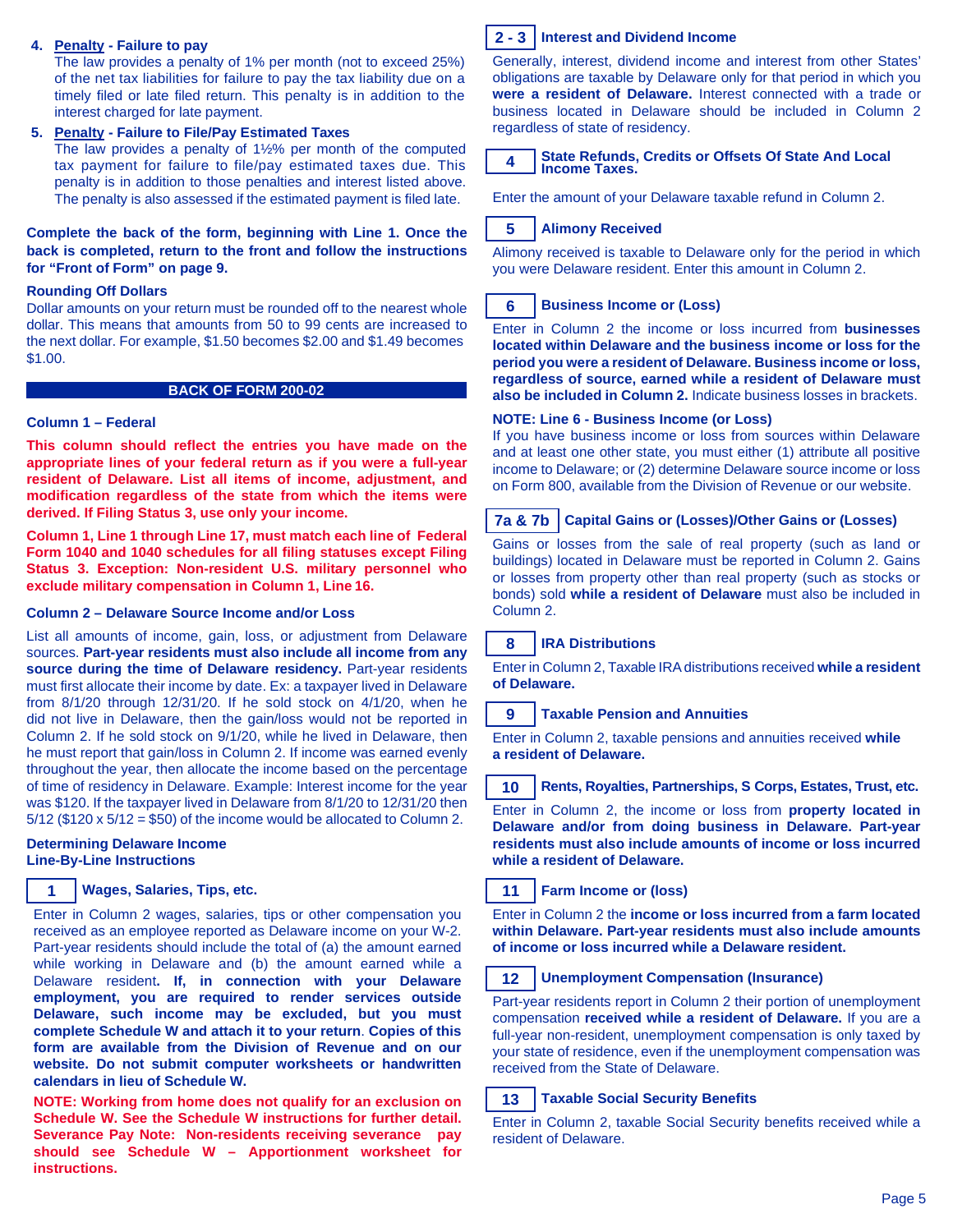4. **Penalty - Failure to pay**
   The law provides a penalty of 1% per month (not to exceed 25%) of the net tax liabilities for failure to pay the tax liability due on a timely filed or late filed return. This penalty is in addition to the interest charged for late payment.

5. **Penalty - Failure to File/Pay Estimated Taxes**
   The law provides a penalty of 1½% per month of the computed tax payment for failure to file/pay estimated taxes due. This penalty is in addition to those penalties and interest listed above. The penalty is also assessed if the estimated payment is filed late.

**Complete the back of the form, beginning with Line 1. Once the back is completed, return to the front and follow the instructions for "Front of Form" on page 9.**

**Rounding Off Dollars**

Dollar amounts on your return must be rounded off to the nearest whole dollar. This means that amounts from 50 to 99 cents are increased to the next dollar. For example, $1.50 becomes $2.00 and $1.49 becomes $1.00.

## BACK OF FORM 200-02

### Column 1 – Federal

**This column should reflect the entries you have made on the appropriate lines of your federal return as if you were a full-year resident of Delaware. List all items of income, adjustment, and modification regardless of the state from which the items were derived. If Filing Status 3, use only your income.**

**Column 1, Line 1 through Line 17, must match each line of Federal Form 1040 and 1040 schedules for all filing statuses except Filing Status 3. Exception: Non-resident U.S. military personnel who exclude military compensation in Column 1, Line 16.**

### Column 2 – Delaware Source Income and/or Loss

List all amounts of income, gain, loss, or adjustment from Delaware sources. **Part-year residents must also include all income from any source during the time of Delaware residency.** Part-year residents must first allocate their income by date. Ex: a taxpayer lived in Delaware from 8/1/20 through 12/31/20. If he sold stock on 4/1/20, when he did not live in Delaware, then the gain/loss would not be reported in Column 2. If he sold stock on 9/1/20, while he lived in Delaware, then he must report that gain/loss in Column 2. If income was earned evenly throughout the year, then allocate the income based on the percentage of time of residency in Delaware. Example: Interest income for the year was $120. If the taxpayer lived in Delaware from 8/1/20 to 12/31/20 then 5/12 ($120 x 5/12 = $50) of the income would be allocated to Column 2.

### Determining Delaware Income Line-By-Line Instructions

#### 1 Wages, Salaries, Tips, etc.

Enter in Column 2 wages, salaries, tips or other compensation you received as an employee reported as Delaware income on your W-2. Part-year residents should include the total of (a) the amount earned while working in Delaware and (b) the amount earned while a Delaware resident**. If, in connection with your Delaware employment, you are required to render services outside Delaware, such income may be excluded, but you must complete Schedule W and attach it to your return**. **Copies of this form are available from the Division of Revenue and on our website. Do not submit computer worksheets or handwritten calendars in lieu of Schedule W.**

**NOTE: Working from home does not qualify for an exclusion on Schedule W. See the Schedule W instructions for further detail. Severance Pay Note: Non-residents receiving severance pay should see Schedule W – Apportionment worksheet for instructions.**

#### 2 - 3 Interest and Dividend Income

Generally, interest, dividend income and interest from other States' obligations are taxable by Delaware only for that period in which you **were a resident of Delaware.** Interest connected with a trade or business located in Delaware should be included in Column 2 regardless of state of residency.

#### 4 State Refunds, Credits or Offsets Of State And Local Income Taxes.

Enter the amount of your Delaware taxable refund in Column 2.

#### 5 Alimony Received

Alimony received is taxable to Delaware only for the period in which you were Delaware resident. Enter this amount in Column 2.

#### 6 Business Income or (Loss)

Enter in Column 2 the income or loss incurred from **businesses located within Delaware and the business income or loss for the period you were a resident of Delaware. Business income or loss, regardless of source, earned while a resident of Delaware must also be included in Column 2.** Indicate business losses in brackets.

**NOTE: Line 6 - Business Income (or Loss)**

If you have business income or loss from sources within Delaware and at least one other state, you must either (1) attribute all positive income to Delaware; or (2) determine Delaware source income or loss on Form 800, available from the Division of Revenue or our website.

#### 7a & 7b Capital Gains or (Losses)/Other Gains or (Losses)

Gains or losses from the sale of real property (such as land or buildings) located in Delaware must be reported in Column 2. Gains or losses from property other than real property (such as stocks or bonds) sold **while a resident of Delaware** must also be included in Column 2.

#### 8 IRA Distributions

Enter in Column 2, Taxable IRA distributions received **while a resident of Delaware.**

#### 9 Taxable Pension and Annuities

Enter in Column 2, taxable pensions and annuities received **while a resident of Delaware.**

#### 10 Rents, Royalties, Partnerships, S Corps, Estates, Trust, etc.

Enter in Column 2, the income or loss from **property located in Delaware and/or from doing business in Delaware. Part-year residents must also include amounts of income or loss incurred while a resident of Delaware.**

#### 11 Farm Income or (loss)

Enter in Column 2 the **income or loss incurred from a farm located within Delaware. Part-year residents must also include amounts of income or loss incurred while a Delaware resident.**

#### 12 Unemployment Compensation (Insurance)

Part-year residents report in Column 2 their portion of unemployment compensation **received while a resident of Delaware.** If you are a full-year non-resident, unemployment compensation is only taxed by your state of residence, even if the unemployment compensation was received from the State of Delaware.

#### 13 Taxable Social Security Benefits

Enter in Column 2, taxable Social Security benefits received while a resident of Delaware.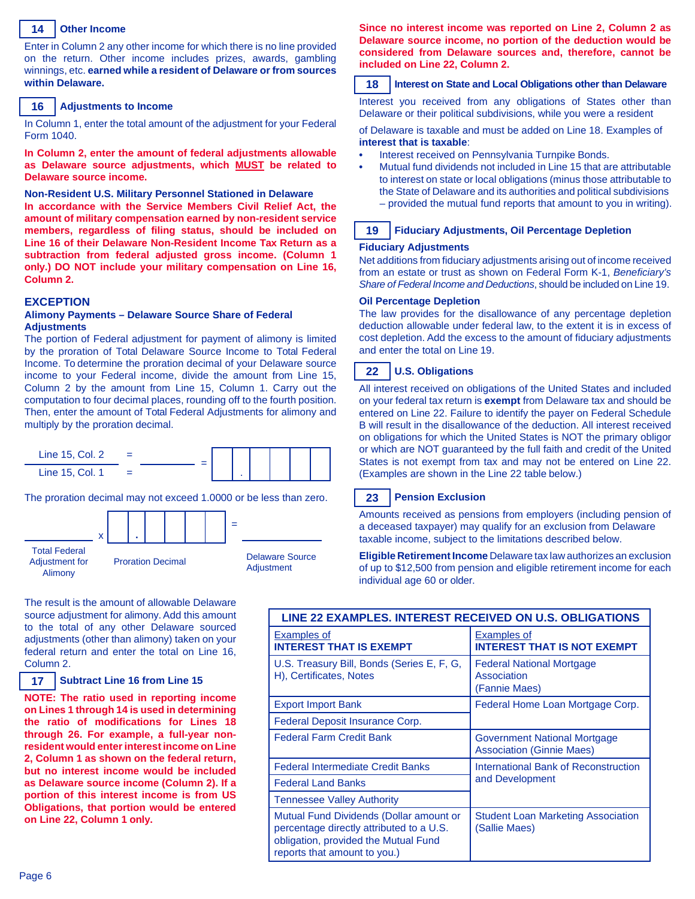## 14 Other Income

Enter in Column 2 any other income for which there is no line provided on the return. Other income includes prizes, awards, gambling winnings, etc. **earned while a resident of Delaware or from sources within Delaware.**

## 16 Adjustments to Income

In Column 1, enter the total amount of the adjustment for your Federal Form 1040.

**In Column 2, enter the amount of federal adjustments allowable as Delaware source adjustments, which MUST be related to Delaware source income.**

**Non-Resident U.S. Military Personnel Stationed in Delaware**

**In accordance with the Service Members Civil Relief Act, the amount of military compensation earned by non-resident service members, regardless of filing status, should be included on Line 16 of their Delaware Non-Resident Income Tax Return as a subtraction from federal adjusted gross income. (Column 1 only.) DO NOT include your military compensation on Line 16, Column 2.**

### EXCEPTION

**Alimony Payments – Delaware Source Share of Federal Adjustments**

The portion of Federal adjustment for payment of alimony is limited by the proration of Total Delaware Source Income to Total Federal Income. To determine the proration decimal of your Delaware source income to your Federal income, divide the amount from Line 15, Column 2 by the amount from Line 15, Column 1. Carry out the computation to four decimal places, rounding off to the third position. Then, enter the amount of Total Federal Adjustments for alimony and multiply by the proration decimal.

| Line 15, Col. 2 | = | ________ | = | __ . __ __ __ __ |
|---|---|---|---|---|
| Line 15, Col. 1 | = | ________ | | |

The proration decimal may not exceed 1.0000 or be less than zero.

| ________ | x | __ . __ __ __ __ | = | ________ |
|---|---|---|---|---|
| Total Federal Adjustment for Alimony | | Proration Decimal | | Delaware Source Adjustment |

The result is the amount of allowable Delaware source adjustment for alimony. Add this amount to the total of any other Delaware sourced adjustments (other than alimony) taken on your federal return and enter the total on Line 16, Column 2.

## 17 Subtract Line 16 from Line 15

**NOTE: The ratio used in reporting income on Lines 1 through 14 is used in determining the ratio of modifications for Lines 18 through 26. For example, a full-year non-resident would enter interest income on Line 2, Column 1 as shown on the federal return, but no interest income would be included as Delaware source income (Column 2). If a portion of this interest income is from US Obligations, that portion would be entered on Line 22, Column 1 only.**

**Since no interest income was reported on Line 2, Column 2 as Delaware source income, no portion of the deduction would be considered from Delaware sources and, therefore, cannot be included on Line 22, Column 2.**

## 18 Interest on State and Local Obligations other than Delaware

Interest you received from any obligations of States other than Delaware or their political subdivisions, while you were a resident of Delaware is taxable and must be added on Line 18. Examples of **interest that is taxable**:

- Interest received on Pennsylvania Turnpike Bonds.
- Mutual fund dividends not included in Line 15 that are attributable to interest on state or local obligations (minus those attributable to the State of Delaware and its authorities and political subdivisions – provided the mutual fund reports that amount to you in writing).

## 19 Fiduciary Adjustments, Oil Percentage Depletion

**Fiduciary Adjustments**

Net additions from fiduciary adjustments arising out of income received from an estate or trust as shown on Federal Form K-1, *Beneficiary's Share of Federal Income and Deductions*, should be included on Line 19.

**Oil Percentage Depletion**

The law provides for the disallowance of any percentage depletion deduction allowable under federal law, to the extent it is in excess of cost depletion. Add the excess to the amount of fiduciary adjustments and enter the total on Line 19.

## 22 U.S. Obligations

All interest received on obligations of the United States and included on your federal tax return is **exempt** from Delaware tax and should be entered on Line 22. Failure to identify the payer on Federal Schedule B will result in the disallowance of the deduction. All interest received on obligations for which the United States is NOT the primary obligor or which are NOT guaranteed by the full faith and credit of the United States is not exempt from tax and may not be entered on Line 22. (Examples are shown in the Line 22 table below.)

## 23 Pension Exclusion

Amounts received as pensions from employers (including pension of a deceased taxpayer) may qualify for an exclusion from Delaware taxable income, subject to the limitations described below.

**Eligible Retirement Income** Delaware tax law authorizes an exclusion of up to $12,500 from pension and eligible retirement income for each individual age 60 or older.

**LINE 22 EXAMPLES. INTEREST RECEIVED ON U.S. OBLIGATIONS**

| Examples of INTEREST THAT IS EXEMPT | Examples of INTEREST THAT IS NOT EXEMPT |
|---|---|
| U.S. Treasury Bill, Bonds (Series E, F, G, H), Certificates, Notes | Federal National Mortgage Association (Fannie Maes) |
| Export Import Bank | Federal Home Loan Mortgage Corp. |
| Federal Deposit Insurance Corp. | |
| Federal Farm Credit Bank | Government National Mortgage Association (Ginnie Maes) |
| Federal Intermediate Credit Banks | International Bank of Reconstruction and Development |
| Federal Land Banks | |
| Tennessee Valley Authority | |
| Mutual Fund Dividends (Dollar amount or percentage directly attributed to a U.S. obligation, provided the Mutual Fund reports that amount to you.) | Student Loan Marketing Association (Sallie Maes) |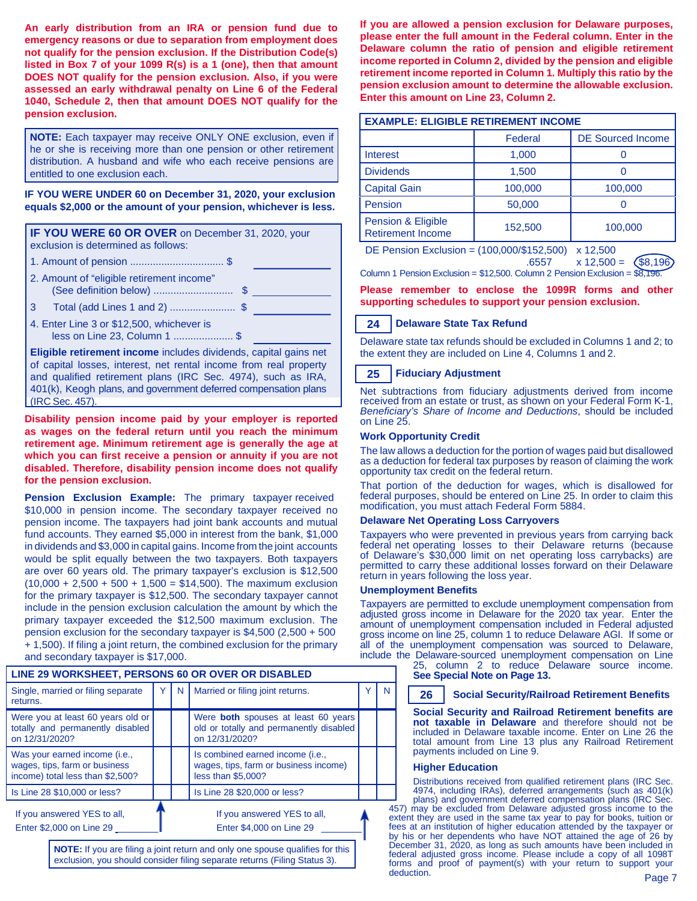**An early distribution from an IRA or pension fund due to emergency reasons or due to separation from employment does not qualify for the pension exclusion. If the Distribution Code(s) listed in Box 7 of your 1099 R(s) is a 1 (one), then that amount DOES NOT qualify for the pension exclusion. Also, if you were assessed an early withdrawal penalty on Line 6 of the Federal 1040, Schedule 2, then that amount DOES NOT qualify for the pension exclusion.**

**NOTE:** Each taxpayer may receive ONLY ONE exclusion, even if he or she is receiving more than one pension or other retirement distribution. A husband and wife who each receive pensions are entitled to one exclusion each.

**IF YOU WERE UNDER 60 on December 31, 2020, your exclusion equals $2,000 or the amount of your pension, whichever is less.**

**IF YOU WERE 60 OR OVER** on December 31, 2020, your exclusion is determined as follows:

1. Amount of pension ................................ $ ________
2. Amount of "eligible retirement income" (See definition below) ............................ $ ________
3. Total (add Lines 1 and 2) ....................... $ ________
4. Enter Line 3 or $12,500, whichever is less on Line 23, Column 1 .................... $ ________

**Eligible retirement income** includes dividends, capital gains net of capital losses, interest, net rental income from real property and qualified retirement plans (IRC Sec. 4974), such as IRA, 401(k), Keogh plans, and government deferred compensation plans (IRC Sec. 457).

**Disability pension income paid by your employer is reported as wages on the federal return until you reach the minimum retirement age. Minimum retirement age is generally the age at which you can first receive a pension or annuity if you are not disabled. Therefore, disability pension income does not qualify for the pension exclusion.**

**Pension Exclusion Example:** The primary taxpayer received $10,000 in pension income. The secondary taxpayer received no pension income. The taxpayers had joint bank accounts and mutual fund accounts. They earned $5,000 in interest from the bank, $1,000 in dividends and $3,000 in capital gains. Income from the joint accounts would be split equally between the two taxpayers. Both taxpayers are over 60 years old. The primary taxpayer's exclusion is $12,500 (10,000 + 2,500 + 500 + 1,500 = $14,500). The maximum exclusion for the primary taxpayer is $12,500. The secondary taxpayer cannot include in the pension exclusion calculation the amount by which the primary taxpayer exceeded the $12,500 maximum exclusion. The pension exclusion for the secondary taxpayer is $4,500 (2,500 + 500 + 1,500). If filing a joint return, the combined exclusion for the primary and secondary taxpayer is $17,000.

### LINE 29 WORKSHEET, PERSONS 60 OR OVER OR DISABLED

| Single, married or filing separate returns. | Y | N | Married or filing joint returns. | Y | N |
|---|---|---|---|---|---|
| Were you at least 60 years old or totally and permanently disabled on 12/31/2020? | | | Were **both** spouses at least 60 years old or totally and permanently disabled on 12/31/2020? | | |
| Was your earned income (i.e., wages, tips, farm or business income) total less than $2,500? | | | Is combined earned income (i.e., wages, tips, farm or business income) less than $5,000? | | |
| Is Line 28 $10,000 or less? | | | Is Line 28 $20,000 or less? | | |

If you answered YES to all, Enter $2,000 on Line 29 ________

If you answered YES to all, Enter $4,000 on Line 29 ________

**NOTE:** If you are filing a joint return and only one spouse qualifies for this exclusion, you should consider filing separate returns (Filing Status 3).

**If you are allowed a pension exclusion for Delaware purposes, please enter the full amount in the Federal column. Enter in the Delaware column the ratio of pension and eligible retirement income reported in Column 2, divided by the pension and eligible retirement income reported in Column 1. Multiply this ratio by the pension exclusion amount to determine the allowable exclusion. Enter this amount on Line 23, Column 2.**

| EXAMPLE: ELIGIBLE RETIREMENT INCOME | | |
|---|---|---|
| | Federal | DE Sourced Income |
| Interest | 1,000 | 0 |
| Dividends | 1,500 | 0 |
| Capital Gain | 100,000 | 100,000 |
| Pension | 50,000 | 0 |
| Pension & Eligible Retirement Income | 152,500 | 100,000 |

DE Pension Exclusion = (100,000/$152,500) x 12,500
.6557 x 12,500 = $8,196

Column 1 Pension Exclusion = $12,500. Column 2 Pension Exclusion = $8,196.

**Please remember to enclose the 1099R forms and other supporting schedules to support your pension exclusion.**

### 24 Delaware State Tax Refund

Delaware state tax refunds should be excluded in Columns 1 and 2; to the extent they are included on Line 4, Columns 1 and 2.

### 25 Fiduciary Adjustment

Net subtractions from fiduciary adjustments derived from income received from an estate or trust, as shown on your Federal Form K-1, *Beneficiary's Share of Income and Deductions*, should be included on Line 25.

#### Work Opportunity Credit

The law allows a deduction for the portion of wages paid but disallowed as a deduction for federal tax purposes by reason of claiming the work opportunity tax credit on the federal return.

That portion of the deduction for wages, which is disallowed for federal purposes, should be entered on Line 25. In order to claim this modification, you must attach Federal Form 5884.

#### Delaware Net Operating Loss Carryovers

Taxpayers who were prevented in previous years from carrying back federal net operating losses to their Delaware returns (because of Delaware's $30,000 limit on net operating loss carrybacks) are permitted to carry these additional losses forward on their Delaware return in years following the loss year.

#### Unemployment Benefits

Taxpayers are permitted to exclude unemployment compensation from adjusted gross income in Delaware for the 2020 tax year. Enter the amount of unemployment compensation included in Federal adjusted gross income on line 25, column 1 to reduce Delaware AGI. If some or all of the unemployment compensation was sourced to Delaware, include the Delaware-sourced unemployment compensation on Line 25, column 2 to reduce Delaware source income. **See Special Note on Page 13.**

### 26 Social Security/Railroad Retirement Benefits

**Social Security and Railroad Retirement benefits are not taxable in Delaware** and therefore should not be included in Delaware taxable income. Enter on Line 26 the total amount from Line 13 plus any Railroad Retirement payments included on Line 9.

#### Higher Education

Distributions received from qualified retirement plans (IRC Sec. 4974, including IRAs), deferred arrangements (such as 401(k) plans) and government deferred compensation plans (IRC Sec. 457) may be excluded from Delaware adjusted gross income to the extent they are used in the same tax year to pay for books, tuition or fees at an institution of higher education attended by the taxpayer or by his or her dependents who have NOT attained the age of 26 by December 31, 2020, as long as such amounts have been included in federal adjusted gross income. Please include a copy of all 1098T forms and proof of payment(s) with your return to support your deduction.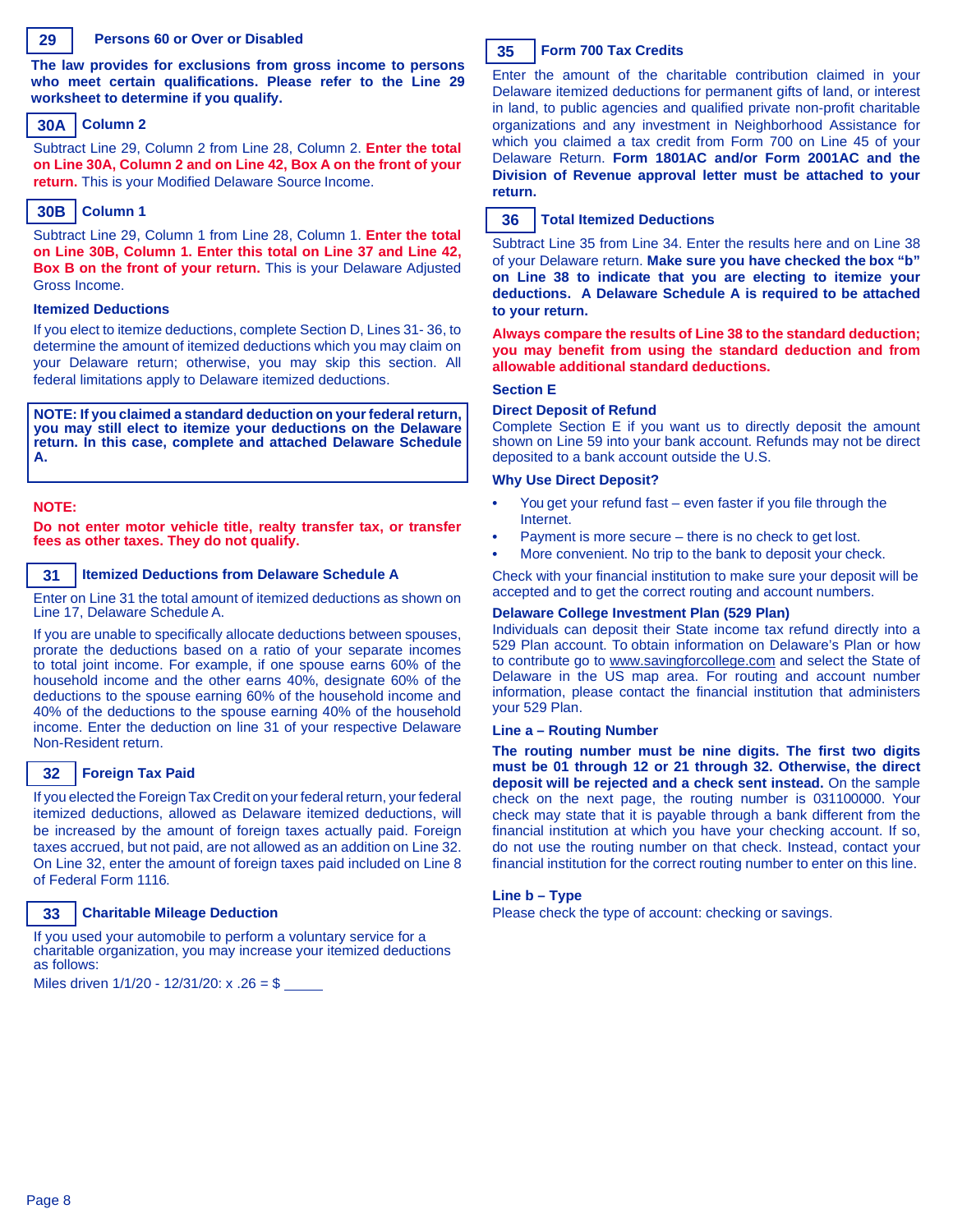### 29 Persons 60 or Over or Disabled

**The law provides for exclusions from gross income to persons who meet certain qualifications. Please refer to the Line 29 worksheet to determine if you qualify.**

### 30A Column 2

Subtract Line 29, Column 2 from Line 28, Column 2. **Enter the total on Line 30A, Column 2 and on Line 42, Box A on the front of your return.** This is your Modified Delaware Source Income.

### 30B Column 1

Subtract Line 29, Column 1 from Line 28, Column 1. **Enter the total on Line 30B, Column 1. Enter this total on Line 37 and Line 42, Box B on the front of your return.** This is your Delaware Adjusted Gross Income.

**Itemized Deductions**

If you elect to itemize deductions, complete Section D, Lines 31- 36, to determine the amount of itemized deductions which you may claim on your Delaware return; otherwise, you may skip this section. All federal limitations apply to Delaware itemized deductions.

**NOTE: If you claimed a standard deduction on your federal return, you may still elect to itemize your deductions on the Delaware return. In this case, complete and attached Delaware Schedule A.**

**NOTE:**

**Do not enter motor vehicle title, realty transfer tax, or transfer fees as other taxes. They do not qualify.**

### 31 Itemized Deductions from Delaware Schedule A

Enter on Line 31 the total amount of itemized deductions as shown on Line 17, Delaware Schedule A.

If you are unable to specifically allocate deductions between spouses, prorate the deductions based on a ratio of your separate incomes to total joint income. For example, if one spouse earns 60% of the household income and the other earns 40%, designate 60% of the deductions to the spouse earning 60% of the household income and 40% of the deductions to the spouse earning 40% of the household income. Enter the deduction on line 31 of your respective Delaware Non-Resident return.

### 32 Foreign Tax Paid

If you elected the Foreign Tax Credit on your federal return, your federal itemized deductions, allowed as Delaware itemized deductions, will be increased by the amount of foreign taxes actually paid. Foreign taxes accrued, but not paid, are not allowed as an addition on Line 32. On Line 32, enter the amount of foreign taxes paid included on Line 8 of Federal Form 1116.

### 33 Charitable Mileage Deduction

If you used your automobile to perform a voluntary service for a charitable organization, you may increase your itemized deductions as follows:

Miles driven 1/1/20 - 12/31/20: x .26 = $ _____

### 35 Form 700 Tax Credits

Enter the amount of the charitable contribution claimed in your Delaware itemized deductions for permanent gifts of land, or interest in land, to public agencies and qualified private non-profit charitable organizations and any investment in Neighborhood Assistance for which you claimed a tax credit from Form 700 on Line 45 of your Delaware Return. **Form 1801AC and/or Form 2001AC and the Division of Revenue approval letter must be attached to your return.**

### 36 Total Itemized Deductions

Subtract Line 35 from Line 34. Enter the results here and on Line 38 of your Delaware return. **Make sure you have checked the box "b" on Line 38 to indicate that you are electing to itemize your deductions. A Delaware Schedule A is required to be attached to your return.**

**Always compare the results of Line 38 to the standard deduction; you may benefit from using the standard deduction and from allowable additional standard deductions.**

## Section E

**Direct Deposit of Refund**

Complete Section E if you want us to directly deposit the amount shown on Line 59 into your bank account. Refunds may not be direct deposited to a bank account outside the U.S.

**Why Use Direct Deposit?**

- You get your refund fast – even faster if you file through the Internet.
- Payment is more secure – there is no check to get lost.
- More convenient. No trip to the bank to deposit your check.

Check with your financial institution to make sure your deposit will be accepted and to get the correct routing and account numbers.

**Delaware College Investment Plan (529 Plan)**

Individuals can deposit their State income tax refund directly into a 529 Plan account. To obtain information on Delaware's Plan or how to contribute go to www.savingforcollege.com and select the State of Delaware in the US map area. For routing and account number information, please contact the financial institution that administers your 529 Plan.

**Line a – Routing Number**

**The routing number must be nine digits. The first two digits must be 01 through 12 or 21 through 32. Otherwise, the direct deposit will be rejected and a check sent instead.** On the sample check on the next page, the routing number is 031100000. Your check may state that it is payable through a bank different from the financial institution at which you have your checking account. If so, do not use the routing number on that check. Instead, contact your financial institution for the correct routing number to enter on this line.

**Line b – Type**

Please check the type of account: checking or savings.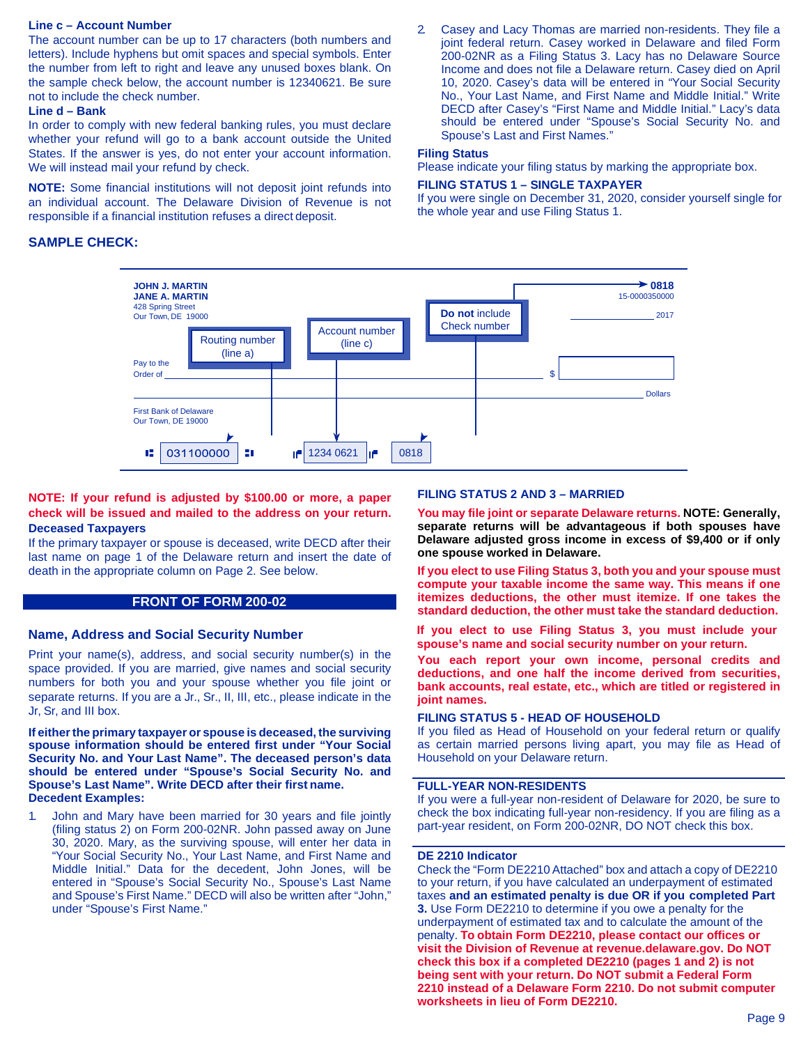**Line c – Account Number**

The account number can be up to 17 characters (both numbers and letters). Include hyphens but omit spaces and special symbols. Enter the number from left to right and leave any unused boxes blank. On the sample check below, the account number is 12340621. Be sure not to include the check number.

**Line d – Bank**

In order to comply with new federal banking rules, you must declare whether your refund will go to a bank account outside the United States. If the answer is yes, do not enter your account information. We will instead mail your refund by check.

**NOTE:** Some financial institutions will not deposit joint refunds into an individual account. The Delaware Division of Revenue is not responsible if a financial institution refuses a direct deposit.

2. Casey and Lacy Thomas are married non-residents. They file a joint federal return. Casey worked in Delaware and filed Form 200-02NR as a Filing Status 3. Lacy has no Delaware Source Income and does not file a Delaware return. Casey died on April 10, 2020. Casey's data will be entered in "Your Social Security No., Your Last Name, and First Name and Middle Initial." Write DECD after Casey's "First Name and Middle Initial." Lacy's data should be entered under "Spouse's Social Security No. and Spouse's Last and First Names."

**Filing Status**

Please indicate your filing status by marking the appropriate box.

**FILING STATUS 1 – SINGLE TAXPAYER**

If you were single on December 31, 2020, consider yourself single for the whole year and use Filing Status 1.

## SAMPLE CHECK:

JOHN J. MARTIN
JANE A. MARTIN
428 Spring Street
Our Town, DE 19000

0818
15-0000350000
2017

Routing number (line a) — Account number (line c) — Do not include Check number

Pay to the Order of ________ $ ______ Dollars

First Bank of Delaware
Our Town, DE 19000

031100000 — 1234 0621 — 0818

**NOTE: If your refund is adjusted by $100.00 or more, a paper check will be issued and mailed to the address on your return.**

**Deceased Taxpayers**

If the primary taxpayer or spouse is deceased, write DECD after their last name on page 1 of the Delaware return and insert the date of death in the appropriate column on Page 2. See below.

## FRONT OF FORM 200-02

### Name, Address and Social Security Number

Print your name(s), address, and social security number(s) in the space provided. If you are married, give names and social security numbers for both you and your spouse whether you file joint or separate returns. If you are a Jr., Sr., II, III, etc., please indicate in the Jr, Sr, and III box.

**If either the primary taxpayer or spouse is deceased, the surviving spouse information should be entered first under "Your Social Security No. and Your Last Name". The deceased person's data should be entered under "Spouse's Social Security No. and Spouse's Last Name". Write DECD after their first name.**

**Decedent Examples:**

1. John and Mary have been married for 30 years and file jointly (filing status 2) on Form 200-02NR. John passed away on June 30, 2020. Mary, as the surviving spouse, will enter her data in "Your Social Security No., Your Last Name, and First Name and Middle Initial." Data for the decedent, John Jones, will be entered in "Spouse's Social Security No., Spouse's Last Name and Spouse's First Name." DECD will also be written after "John," under "Spouse's First Name."

**FILING STATUS 2 AND 3 – MARRIED**

**You may file joint or separate Delaware returns. NOTE: Generally, separate returns will be advantageous if both spouses have Delaware adjusted gross income in excess of $9,400 or if only one spouse worked in Delaware.**

**If you elect to use Filing Status 3, both you and your spouse must compute your taxable income the same way. This means if one itemizes deductions, the other must itemize. If one takes the standard deduction, the other must take the standard deduction.**

**If you elect to use Filing Status 3, you must include your spouse's name and social security number on your return.**

**You each report your own income, personal credits and deductions, and one half the income derived from securities, bank accounts, real estate, etc., which are titled or registered in joint names.**

**FILING STATUS 5 - HEAD OF HOUSEHOLD**

If you filed as Head of Household on your federal return or qualify as certain married persons living apart, you may file as Head of Household on your Delaware return.

**FULL-YEAR NON-RESIDENTS**

If you were a full-year non-resident of Delaware for 2020, be sure to check the box indicating full-year non-residency. If you are filing as a part-year resident, on Form 200-02NR, DO NOT check this box.

**DE 2210 Indicator**

Check the "Form DE2210 Attached" box and attach a copy of DE2210 to your return, if you have calculated an underpayment of estimated taxes **and an estimated penalty is due OR if you completed Part 3.** Use Form DE2210 to determine if you owe a penalty for the underpayment of estimated tax and to calculate the amount of the penalty. **To obtain Form DE2210, please contact our offices or visit the Division of Revenue at revenue.delaware.gov. Do NOT check this box if a completed DE2210 (pages 1 and 2) is not being sent with your return. Do NOT submit a Federal Form 2210 instead of a Delaware Form 2210. Do not submit computer worksheets in lieu of Form DE2210.**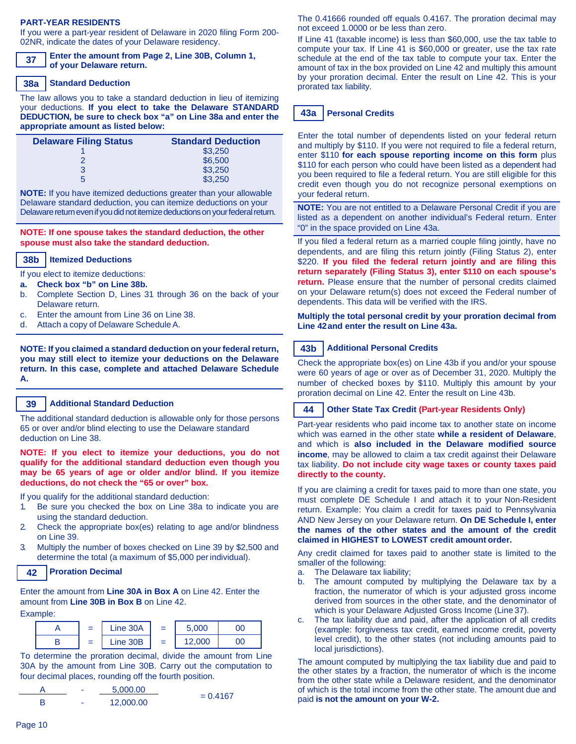## PART-YEAR RESIDENTS

If you were a part-year resident of Delaware in 2020 filing Form 200-02NR, indicate the dates of your Delaware residency.

### 37 Enter the amount from Page 2, Line 30B, Column 1, of your Delaware return.

### 38a Standard Deduction

The law allows you to take a standard deduction in lieu of itemizing your deductions. **If you elect to take the Delaware STANDARD DEDUCTION, be sure to check box "a" on Line 38a and enter the appropriate amount as listed below:**

| Delaware Filing Status | Standard Deduction |
|---|---|
| 1 | $3,250 |
| 2 | $6,500 |
| 3 | $3,250 |
| 5 | $3,250 |

**NOTE:** If you have itemized deductions greater than your allowable Delaware standard deduction, you can itemize deductions on your Delaware return even if you did not itemize deductions on your federal return.

**NOTE: If one spouse takes the standard deduction, the other spouse must also take the standard deduction.**

### 38b Itemized Deductions

If you elect to itemize deductions:

a. **Check box "b" on Line 38b.**
b. Complete Section D, Lines 31 through 36 on the back of your Delaware return.
c. Enter the amount from Line 36 on Line 38.
d. Attach a copy of Delaware Schedule A.

**NOTE: If you claimed a standard deduction on your federal return, you may still elect to itemize your deductions on the Delaware return. In this case, complete and attached Delaware Schedule A.**

### 39 Additional Standard Deduction

The additional standard deduction is allowable only for those persons 65 or over and/or blind electing to use the Delaware standard deduction on Line 38.

**NOTE: If you elect to itemize your deductions, you do not qualify for the additional standard deduction even though you may be 65 years of age or older and/or blind. If you itemize deductions, do not check the "65 or over" box.**

If you qualify for the additional standard deduction:

1. Be sure you checked the box on Line 38a to indicate you are using the standard deduction.
2. Check the appropriate box(es) relating to age and/or blindness on Line 39.
3. Multiply the number of boxes checked on Line 39 by $2,500 and determine the total (a maximum of $5,000 per individual).

### 42 Proration Decimal

Enter the amount from **Line 30A in Box A** on Line 42. Enter the amount from **Line 30B in Box B** on Line 42.

Example:

| | | | | | |
|---|---|---|---|---|---|
| A | = | Line 30A | = | 5,000 | 00 |
| B | = | Line 30B | = | 12,000 | 00 |

To determine the proration decimal, divide the amount from Line 30A by the amount from Line 30B. Carry out the computation to four decimal places, rounding off the fourth position.

$$\frac{A}{B} - \frac{5{,}000.00}{12{,}000.00} = 0.4167$$

The 0.41666 rounded off equals 0.4167. The proration decimal may not exceed 1.0000 or be less than zero.

If Line 41 (taxable income) is less than $60,000, use the tax table to compute your tax. If Line 41 is $60,000 or greater, use the tax rate schedule at the end of the tax table to compute your tax. Enter the amount of tax in the box provided on Line 42 and multiply this amount by your proration decimal. Enter the result on Line 42. This is your prorated tax liability.

### 43a Personal Credits

Enter the total number of dependents listed on your federal return and multiply by $110. If you were not required to file a federal return, enter $110 **for each spouse reporting income on this form** plus $110 for each person who could have been listed as a dependent had you been required to file a federal return. You are still eligible for this credit even though you do not recognize personal exemptions on your federal return.

**NOTE:** You are not entitled to a Delaware Personal Credit if you are listed as a dependent on another individual's Federal return. Enter "0" in the space provided on Line 43a.

If you filed a federal return as a married couple filing jointly, have no dependents, and are filing this return jointly (Filing Status 2), enter $220. **If you filed the federal return jointly and are filing this return separately (Filing Status 3), enter $110 on each spouse's return.** Please ensure that the number of personal credits claimed on your Delaware return(s) does not exceed the Federal number of dependents. This data will be verified with the IRS.

**Multiply the total personal credit by your proration decimal from Line 42 and enter the result on Line 43a.**

### 43b Additional Personal Credits

Check the appropriate box(es) on Line 43b if you and/or your spouse were 60 years of age or over as of December 31, 2020. Multiply the number of checked boxes by $110. Multiply this amount by your proration decimal on Line 42. Enter the result on Line 43b.

### 44 Other State Tax Credit (Part-year Residents Only)

Part-year residents who paid income tax to another state on income which was earned in the other state **while a resident of Delaware**, and which is **also included in the Delaware modified source income**, may be allowed to claim a tax credit against their Delaware tax liability. **Do not include city wage taxes or county taxes paid directly to the county.**

If you are claiming a credit for taxes paid to more than one state, you must complete DE Schedule I and attach it to your Non-Resident return. Example: You claim a credit for taxes paid to Pennsylvania AND New Jersey on your Delaware return. **On DE Schedule I, enter the names of the other states and the amount of the credit claimed in HIGHEST to LOWEST credit amount order.**

Any credit claimed for taxes paid to another state is limited to the smaller of the following:

a. The Delaware tax liability;
b. The amount computed by multiplying the Delaware tax by a fraction, the numerator of which is your adjusted gross income derived from sources in the other state, and the denominator of which is your Delaware Adjusted Gross Income (Line 37).
c. The tax liability due and paid, after the application of all credits (example: forgiveness tax credit, earned income credit, poverty level credit), to the other states (not including amounts paid to local jurisdictions).

The amount computed by multiplying the tax liability due and paid to the other states by a fraction, the numerator of which is the income from the other state while a Delaware resident, and the denominator of which is the total income from the other state. The amount due and paid **is not the amount on your W-2.**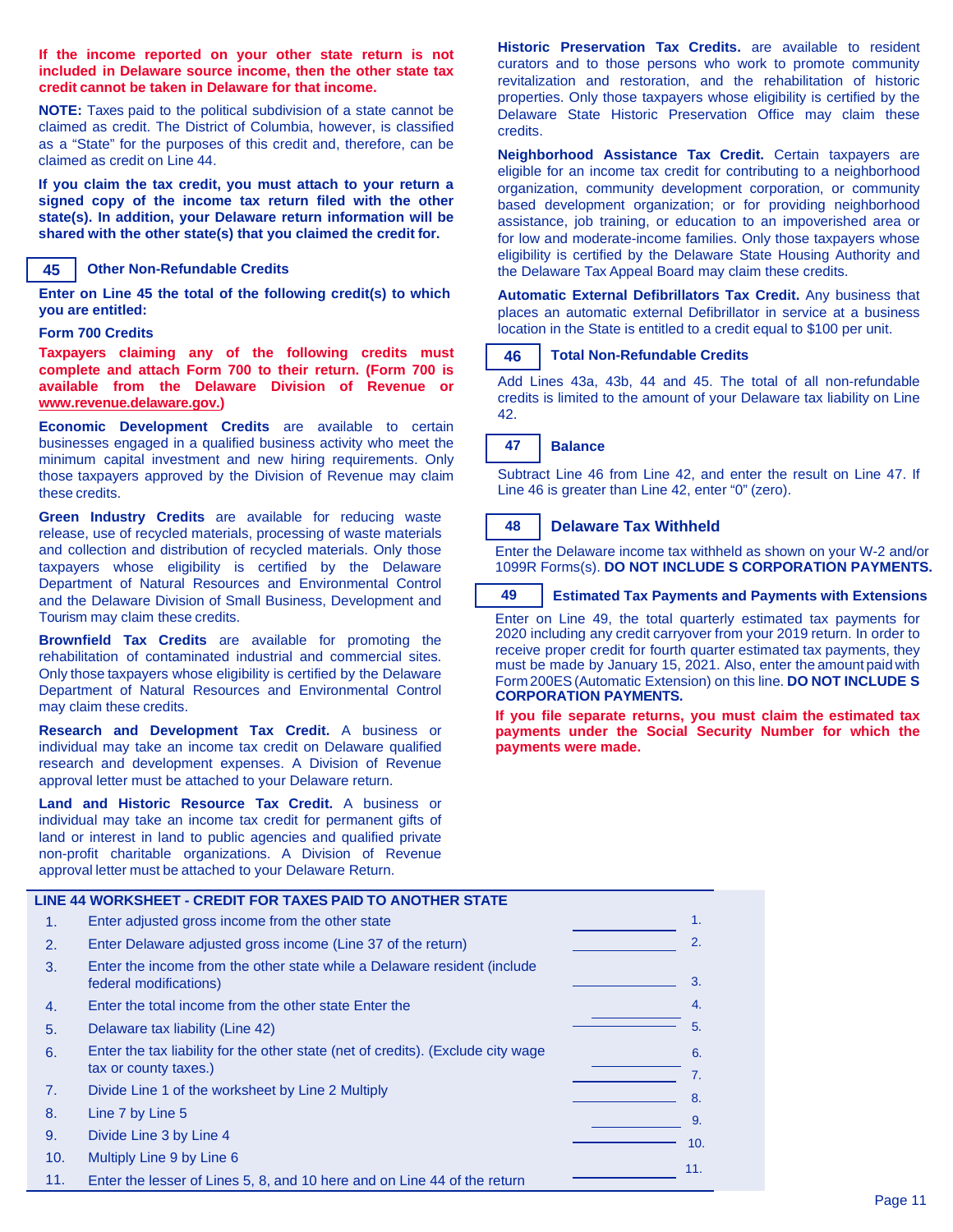**If the income reported on your other state return is not included in Delaware source income, then the other state tax credit cannot be taken in Delaware for that income.**

**NOTE:** Taxes paid to the political subdivision of a state cannot be claimed as credit. The District of Columbia, however, is classified as a "State" for the purposes of this credit and, therefore, can be claimed as credit on Line 44.

**If you claim the tax credit, you must attach to your return a signed copy of the income tax return filed with the other state(s). In addition, your Delaware return information will be shared with the other state(s) that you claimed the credit for.**

## 45 Other Non-Refundable Credits

**Enter on Line 45 the total of the following credit(s) to which you are entitled:**

**Form 700 Credits**

**Taxpayers claiming any of the following credits must complete and attach Form 700 to their return. (Form 700 is available from the Delaware Division of Revenue or www.revenue.delaware.gov.)**

**Economic Development Credits** are available to certain businesses engaged in a qualified business activity who meet the minimum capital investment and new hiring requirements. Only those taxpayers approved by the Division of Revenue may claim these credits.

**Green Industry Credits** are available for reducing waste release, use of recycled materials, processing of waste materials and collection and distribution of recycled materials. Only those taxpayers whose eligibility is certified by the Delaware Department of Natural Resources and Environmental Control and the Delaware Division of Small Business, Development and Tourism may claim these credits.

**Brownfield Tax Credits** are available for promoting the rehabilitation of contaminated industrial and commercial sites. Only those taxpayers whose eligibility is certified by the Delaware Department of Natural Resources and Environmental Control may claim these credits.

**Research and Development Tax Credit.** A business or individual may take an income tax credit on Delaware qualified research and development expenses. A Division of Revenue approval letter must be attached to your Delaware return.

**Land and Historic Resource Tax Credit.** A business or individual may take an income tax credit for permanent gifts of land or interest in land to public agencies and qualified private non-profit charitable organizations. A Division of Revenue approval letter must be attached to your Delaware Return.

**Historic Preservation Tax Credits.** are available to resident curators and to those persons who work to promote community revitalization and restoration, and the rehabilitation of historic properties. Only those taxpayers whose eligibility is certified by the Delaware State Historic Preservation Office may claim these credits.

**Neighborhood Assistance Tax Credit.** Certain taxpayers are eligible for an income tax credit for contributing to a neighborhood organization, community development corporation, or community based development organization; or for providing neighborhood assistance, job training, or education to an impoverished area or for low and moderate-income families. Only those taxpayers whose eligibility is certified by the Delaware State Housing Authority and the Delaware Tax Appeal Board may claim these credits.

**Automatic External Defibrillators Tax Credit.** Any business that places an automatic external Defibrillator in service at a business location in the State is entitled to a credit equal to $100 per unit.

## 46 Total Non-Refundable Credits

Add Lines 43a, 43b, 44 and 45. The total of all non-refundable credits is limited to the amount of your Delaware tax liability on Line 42.

## 47 Balance

Subtract Line 46 from Line 42, and enter the result on Line 47. If Line 46 is greater than Line 42, enter "0" (zero).

## 48 Delaware Tax Withheld

Enter the Delaware income tax withheld as shown on your W-2 and/or 1099R Forms(s). **DO NOT INCLUDE S CORPORATION PAYMENTS.**

## 49 Estimated Tax Payments and Payments with Extensions

Enter on Line 49, the total quarterly estimated tax payments for 2020 including any credit carryover from your 2019 return. In order to receive proper credit for fourth quarter estimated tax payments, they must be made by January 15, 2021. Also, enter the amount paid with Form 200ES (Automatic Extension) on this line. **DO NOT INCLUDE S CORPORATION PAYMENTS.**

**If you file separate returns, you must claim the estimated tax payments under the Social Security Number for which the payments were made.**

### LINE 44 WORKSHEET - CREDIT FOR TAXES PAID TO ANOTHER STATE

| | | | |
|---|---|---|---|
| 1. | Enter adjusted gross income from the other state | ________ | 1. |
| 2. | Enter Delaware adjusted gross income (Line 37 of the return) | ________ | 2. |
| 3. | Enter the income from the other state while a Delaware resident (include federal modifications) | ________ | 3. |
| 4. | Enter the total income from the other state | ________ | 4. |
| 5. | Enter the Delaware tax liability (Line 42) | ________ | 5. |
| 6. | Enter the tax liability for the other state (net of credits). (Exclude city wage tax or county taxes.) | ________ | 6. |
| 7. | Divide Line 1 of the worksheet by Line 2 | ________ | 7. |
| 8. | Multiply Line 7 by Line 5 | ________ | 8. |
| 9. | Divide Line 3 by Line 4 | ________ | 9. |
| 10. | Multiply Line 9 by Line 6 | ________ | 10. |
| 11. | Enter the lesser of Lines 5, 8, and 10 here and on Line 44 of the return | ________ | 11. |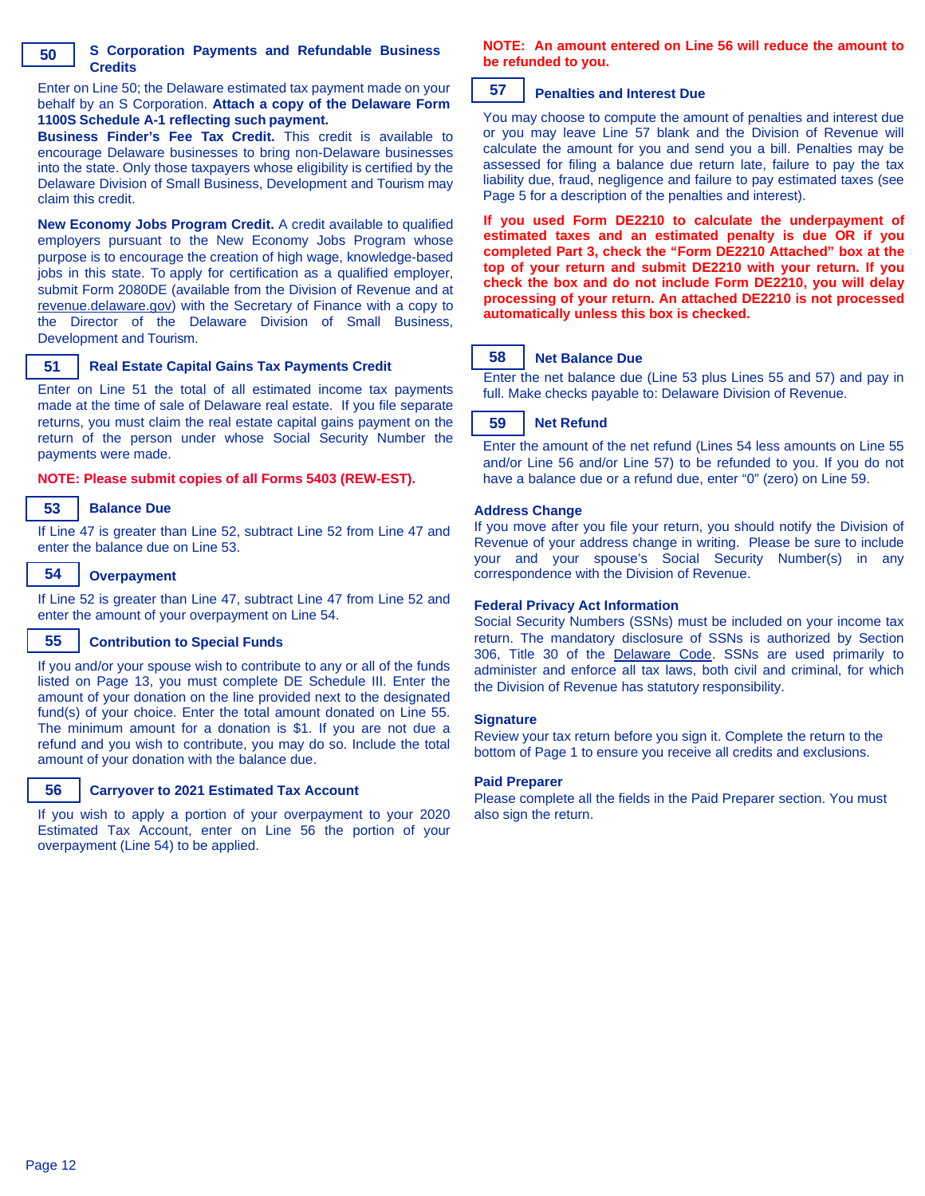### 50 S Corporation Payments and Refundable Business Credits

Enter on Line 50; the Delaware estimated tax payment made on your behalf by an S Corporation. **Attach a copy of the Delaware Form 1100S Schedule A-1 reflecting such payment.**

**Business Finder's Fee Tax Credit.** This credit is available to encourage Delaware businesses to bring non-Delaware businesses into the state. Only those taxpayers whose eligibility is certified by the Delaware Division of Small Business, Development and Tourism may claim this credit.

**New Economy Jobs Program Credit.** A credit available to qualified employers pursuant to the New Economy Jobs Program whose purpose is to encourage the creation of high wage, knowledge-based jobs in this state. To apply for certification as a qualified employer, submit Form 2080DE (available from the Division of Revenue and at revenue.delaware.gov) with the Secretary of Finance with a copy to the Director of the Delaware Division of Small Business, Development and Tourism.

### 51 Real Estate Capital Gains Tax Payments Credit

Enter on Line 51 the total of all estimated income tax payments made at the time of sale of Delaware real estate. If you file separate returns, you must claim the real estate capital gains payment on the return of the person under whose Social Security Number the payments were made.

**NOTE: Please submit copies of all Forms 5403 (REW-EST).**

### 53 Balance Due

If Line 47 is greater than Line 52, subtract Line 52 from Line 47 and enter the balance due on Line 53.

### 54 Overpayment

If Line 52 is greater than Line 47, subtract Line 47 from Line 52 and enter the amount of your overpayment on Line 54.

### 55 Contribution to Special Funds

If you and/or your spouse wish to contribute to any or all of the funds listed on Page 13, you must complete DE Schedule III. Enter the amount of your donation on the line provided next to the designated fund(s) of your choice. Enter the total amount donated on Line 55. The minimum amount for a donation is $1. If you are not due a refund and you wish to contribute, you may do so. Include the total amount of your donation with the balance due.

### 56 Carryover to 2021 Estimated Tax Account

If you wish to apply a portion of your overpayment to your 2020 Estimated Tax Account, enter on Line 56 the portion of your overpayment (Line 54) to be applied.

**NOTE: An amount entered on Line 56 will reduce the amount to be refunded to you.**

### 57 Penalties and Interest Due

You may choose to compute the amount of penalties and interest due or you may leave Line 57 blank and the Division of Revenue will calculate the amount for you and send you a bill. Penalties may be assessed for filing a balance due return late, failure to pay the tax liability due, fraud, negligence and failure to pay estimated taxes (see Page 5 for a description of the penalties and interest).

**If you used Form DE2210 to calculate the underpayment of estimated taxes and an estimated penalty is due OR if you completed Part 3, check the "Form DE2210 Attached" box at the top of your return and submit DE2210 with your return. If you check the box and do not include Form DE2210, you will delay processing of your return. An attached DE2210 is not processed automatically unless this box is checked.**

### 58 Net Balance Due

Enter the net balance due (Line 53 plus Lines 55 and 57) and pay in full. Make checks payable to: Delaware Division of Revenue.

### 59 Net Refund

Enter the amount of the net refund (Lines 54 less amounts on Line 55 and/or Line 56 and/or Line 57) to be refunded to you. If you do not have a balance due or a refund due, enter "0" (zero) on Line 59.

### Address Change

If you move after you file your return, you should notify the Division of Revenue of your address change in writing. Please be sure to include your and your spouse's Social Security Number(s) in any correspondence with the Division of Revenue.

### Federal Privacy Act Information

Social Security Numbers (SSNs) must be included on your income tax return. The mandatory disclosure of SSNs is authorized by Section 306, Title 30 of the Delaware Code. SSNs are used primarily to administer and enforce all tax laws, both civil and criminal, for which the Division of Revenue has statutory responsibility.

### Signature

Review your tax return before you sign it. Complete the return to the bottom of Page 1 to ensure you receive all credits and exclusions.

### Paid Preparer

Please complete all the fields in the Paid Preparer section. You must also sign the return.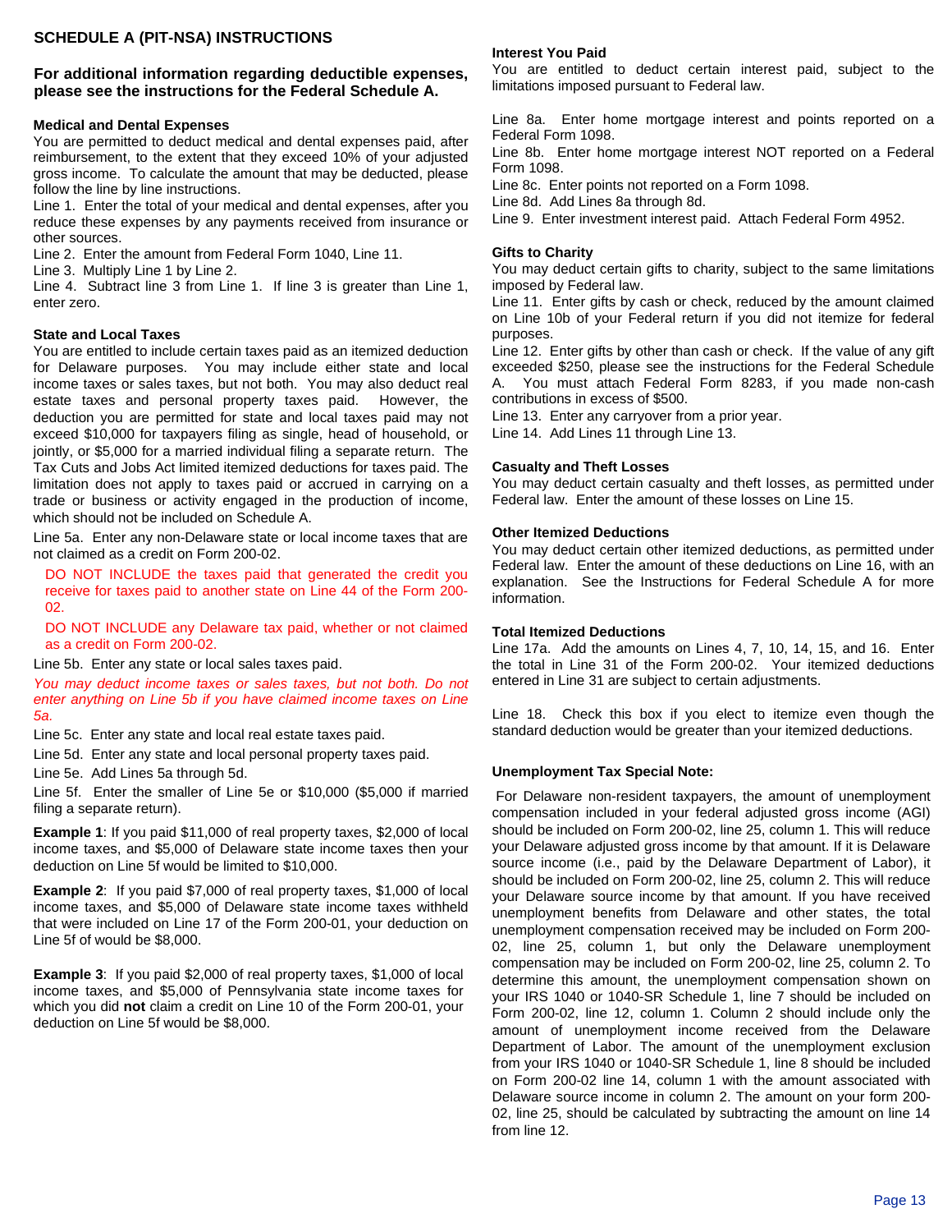## SCHEDULE A (PIT-NSA) INSTRUCTIONS

### For additional information regarding deductible expenses, please see the instructions for the Federal Schedule A.

**Medical and Dental Expenses**

You are permitted to deduct medical and dental expenses paid, after reimbursement, to the extent that they exceed 10% of your adjusted gross income. To calculate the amount that may be deducted, please follow the line by line instructions.

Line 1. Enter the total of your medical and dental expenses, after you reduce these expenses by any payments received from insurance or other sources.

Line 2. Enter the amount from Federal Form 1040, Line 11.

Line 3. Multiply Line 1 by Line 2.

Line 4. Subtract line 3 from Line 1. If line 3 is greater than Line 1, enter zero.

**State and Local Taxes**

You are entitled to include certain taxes paid as an itemized deduction for Delaware purposes. You may include either state and local income taxes or sales taxes, but not both. You may also deduct real estate taxes and personal property taxes paid. However, the deduction you are permitted for state and local taxes paid may not exceed $10,000 for taxpayers filing as single, head of household, or jointly, or $5,000 for a married individual filing a separate return. The Tax Cuts and Jobs Act limited itemized deductions for taxes paid. The limitation does not apply to taxes paid or accrued in carrying on a trade or business or activity engaged in the production of income, which should not be included on Schedule A.

Line 5a. Enter any non-Delaware state or local income taxes that are not claimed as a credit on Form 200-02.

DO NOT INCLUDE the taxes paid that generated the credit you receive for taxes paid to another state on Line 44 of the Form 200-02.

DO NOT INCLUDE any Delaware tax paid, whether or not claimed as a credit on Form 200-02.

Line 5b. Enter any state or local sales taxes paid.

*You may deduct income taxes or sales taxes, but not both. Do not enter anything on Line 5b if you have claimed income taxes on Line 5a.*

Line 5c. Enter any state and local real estate taxes paid.

Line 5d. Enter any state and local personal property taxes paid.

Line 5e. Add Lines 5a through 5d.

Line 5f. Enter the smaller of Line 5e or $10,000 ($5,000 if married filing a separate return).

**Example 1**: If you paid $11,000 of real property taxes, $2,000 of local income taxes, and $5,000 of Delaware state income taxes then your deduction on Line 5f would be limited to $10,000.

**Example 2**: If you paid $7,000 of real property taxes, $1,000 of local income taxes, and $5,000 of Delaware state income taxes withheld that were included on Line 17 of the Form 200-01, your deduction on Line 5f of would be $8,000.

**Example 3**: If you paid $2,000 of real property taxes, $1,000 of local income taxes, and $5,000 of Pennsylvania state income taxes for which you did **not** claim a credit on Line 10 of the Form 200-01, your deduction on Line 5f would be $8,000.

**Interest You Paid**

You are entitled to deduct certain interest paid, subject to the limitations imposed pursuant to Federal law.

Line 8a. Enter home mortgage interest and points reported on a Federal Form 1098.

Line 8b. Enter home mortgage interest NOT reported on a Federal Form 1098.

Line 8c. Enter points not reported on a Form 1098.

Line 8d. Add Lines 8a through 8d.

Line 9. Enter investment interest paid. Attach Federal Form 4952.

**Gifts to Charity**

You may deduct certain gifts to charity, subject to the same limitations imposed by Federal law.

Line 11. Enter gifts by cash or check, reduced by the amount claimed on Line 10b of your Federal return if you did not itemize for federal purposes.

Line 12. Enter gifts by other than cash or check. If the value of any gift exceeded $250, please see the instructions for the Federal Schedule A. You must attach Federal Form 8283, if you made non-cash contributions in excess of $500.

Line 13. Enter any carryover from a prior year.

Line 14. Add Lines 11 through Line 13.

**Casualty and Theft Losses**

You may deduct certain casualty and theft losses, as permitted under Federal law. Enter the amount of these losses on Line 15.

**Other Itemized Deductions**

You may deduct certain other itemized deductions, as permitted under Federal law. Enter the amount of these deductions on Line 16, with an explanation. See the Instructions for Federal Schedule A for more information.

**Total Itemized Deductions**

Line 17a. Add the amounts on Lines 4, 7, 10, 14, 15, and 16. Enter the total in Line 31 of the Form 200-02. Your itemized deductions entered in Line 31 are subject to certain adjustments.

Line 18. Check this box if you elect to itemize even though the standard deduction would be greater than your itemized deductions.

**Unemployment Tax Special Note:**

For Delaware non-resident taxpayers, the amount of unemployment compensation included in your federal adjusted gross income (AGI) should be included on Form 200-02, line 25, column 1. This will reduce your Delaware adjusted gross income by that amount. If it is Delaware source income (i.e., paid by the Delaware Department of Labor), it should be included on Form 200-02, line 25, column 2. This will reduce your Delaware source income by that amount. If you have received unemployment benefits from Delaware and other states, the total unemployment compensation received may be included on Form 200-02, line 25, column 1, but only the Delaware unemployment compensation may be included on Form 200-02, line 25, column 2. To determine this amount, the unemployment compensation shown on your IRS 1040 or 1040-SR Schedule 1, line 7 should be included on Form 200-02, line 12, column 1. Column 2 should include only the amount of unemployment income received from the Delaware Department of Labor. The amount of the unemployment exclusion from your IRS 1040 or 1040-SR Schedule 1, line 8 should be included on Form 200-02 line 14, column 1 with the amount associated with Delaware source income in column 2. The amount on your form 200-02, line 25, should be calculated by subtracting the amount on line 14 from line 12.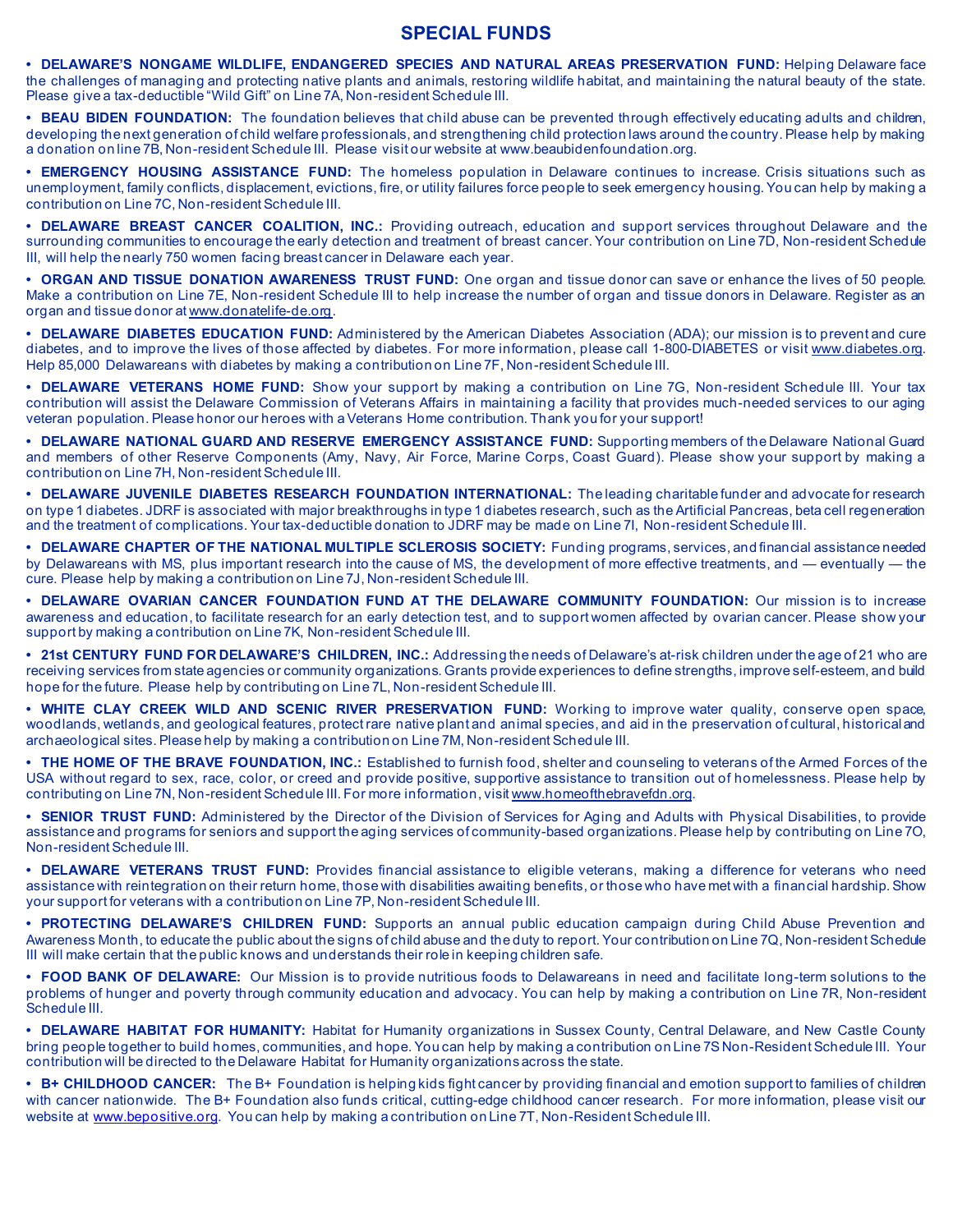# SPECIAL FUNDS

- **DELAWARE'S NONGAME WILDLIFE, ENDANGERED SPECIES AND NATURAL AREAS PRESERVATION FUND:** Helping Delaware face the challenges of managing and protecting native plants and animals, restoring wildlife habitat, and maintaining the natural beauty of the state. Please give a tax-deductible "Wild Gift" on Line 7A, Non-resident Schedule III.

- **BEAU BIDEN FOUNDATION:** The foundation believes that child abuse can be prevented through effectively educating adults and children, developing the next generation of child welfare professionals, and strengthening child protection laws around the country. Please help by making a donation on line 7B, Non-resident Schedule III. Please visit our website at www.beaubidenfoundation.org.

- **EMERGENCY HOUSING ASSISTANCE FUND:** The homeless population in Delaware continues to increase. Crisis situations such as unemployment, family conflicts, displacement, evictions, fire, or utility failures force people to seek emergency housing. You can help by making a contribution on Line 7C, Non-resident Schedule III.

- **DELAWARE BREAST CANCER COALITION, INC.:** Providing outreach, education and support services throughout Delaware and the surrounding communities to encourage the early detection and treatment of breast cancer. Your contribution on Line 7D, Non-resident Schedule III, will help the nearly 750 women facing breast cancer in Delaware each year.

- **ORGAN AND TISSUE DONATION AWARENESS TRUST FUND:** One organ and tissue donor can save or enhance the lives of 50 people. Make a contribution on Line 7E, Non-resident Schedule III to help increase the number of organ and tissue donors in Delaware. Register as an organ and tissue donor at www.donatelife-de.org.

- **DELAWARE DIABETES EDUCATION FUND:** Administered by the American Diabetes Association (ADA); our mission is to prevent and cure diabetes, and to improve the lives of those affected by diabetes. For more information, please call 1-800-DIABETES or visit www.diabetes.org. Help 85,000 Delawareans with diabetes by making a contribution on Line 7F, Non-resident Schedule III.

- **DELAWARE VETERANS HOME FUND:** Show your support by making a contribution on Line 7G, Non-resident Schedule III. Your tax contribution will assist the Delaware Commission of Veterans Affairs in maintaining a facility that provides much-needed services to our aging veteran population. Please honor our heroes with a Veterans Home contribution. Thank you for your support!

- **DELAWARE NATIONAL GUARD AND RESERVE EMERGENCY ASSISTANCE FUND:** Supporting members of the Delaware National Guard and members of other Reserve Components (Amy, Navy, Air Force, Marine Corps, Coast Guard). Please show your support by making a contribution on Line 7H, Non-resident Schedule III.

- **DELAWARE JUVENILE DIABETES RESEARCH FOUNDATION INTERNATIONAL:** The leading charitable funder and advocate for research on type 1 diabetes. JDRF is associated with major breakthroughs in type 1 diabetes research, such as the Artificial Pancreas, beta cell regeneration and the treatment of complications. Your tax-deductible donation to JDRF may be made on Line 7I, Non-resident Schedule III.

- **DELAWARE CHAPTER OF THE NATIONAL MULTIPLE SCLEROSIS SOCIETY:** Funding programs, services, and financial assistance needed by Delawareans with MS, plus important research into the cause of MS, the development of more effective treatments, and — eventually — the cure. Please help by making a contribution on Line 7J, Non-resident Schedule III.

- **DELAWARE OVARIAN CANCER FOUNDATION FUND AT THE DELAWARE COMMUNITY FOUNDATION:** Our mission is to increase awareness and education, to facilitate research for an early detection test, and to support women affected by ovarian cancer. Please show your support by making a contribution on Line 7K, Non-resident Schedule III.

- **21st CENTURY FUND FOR DELAWARE'S CHILDREN, INC.:** Addressing the needs of Delaware's at-risk children under the age of 21 who are receiving services from state agencies or community organizations. Grants provide experiences to define strengths, improve self-esteem, and build hope for the future. Please help by contributing on Line 7L, Non-resident Schedule III.

- **WHITE CLAY CREEK WILD AND SCENIC RIVER PRESERVATION FUND:** Working to improve water quality, conserve open space, woodlands, wetlands, and geological features, protect rare native plant and animal species, and aid in the preservation of cultural, historical and archaeological sites. Please help by making a contribution on Line 7M, Non-resident Schedule III.

- **THE HOME OF THE BRAVE FOUNDATION, INC.:** Established to furnish food, shelter and counseling to veterans of the Armed Forces of the USA without regard to sex, race, color, or creed and provide positive, supportive assistance to transition out of homelessness. Please help by contributing on Line 7N, Non-resident Schedule III. For more information, visit www.homeofthebravefdn.org.

- **SENIOR TRUST FUND:** Administered by the Director of the Division of Services for Aging and Adults with Physical Disabilities, to provide assistance and programs for seniors and support the aging services of community-based organizations. Please help by contributing on Line 7O, Non-resident Schedule III.

- **DELAWARE VETERANS TRUST FUND:** Provides financial assistance to eligible veterans, making a difference for veterans who need assistance with reintegration on their return home, those with disabilities awaiting benefits, or those who have met with a financial hardship. Show your support for veterans with a contribution on Line 7P, Non-resident Schedule III.

- **PROTECTING DELAWARE'S CHILDREN FUND:** Supports an annual public education campaign during Child Abuse Prevention and Awareness Month, to educate the public about the signs of child abuse and the duty to report. Your contribution on Line 7Q, Non-resident Schedule III will make certain that the public knows and understands their role in keeping children safe.

- **FOOD BANK OF DELAWARE:** Our Mission is to provide nutritious foods to Delawareans in need and facilitate long-term solutions to the problems of hunger and poverty through community education and advocacy. You can help by making a contribution on Line 7R, Non-resident Schedule III.

- **DELAWARE HABITAT FOR HUMANITY:** Habitat for Humanity organizations in Sussex County, Central Delaware, and New Castle County bring people together to build homes, communities, and hope. You can help by making a contribution on Line 7S Non-Resident Schedule III. Your contribution will be directed to the Delaware Habitat for Humanity organizations across the state.

- **B+ CHILDHOOD CANCER:** The B+ Foundation is helping kids fight cancer by providing financial and emotion support to families of children with cancer nationwide. The B+ Foundation also funds critical, cutting-edge childhood cancer research. For more information, please visit our website at www.bepositive.org. You can help by making a contribution on Line 7T, Non-Resident Schedule III.